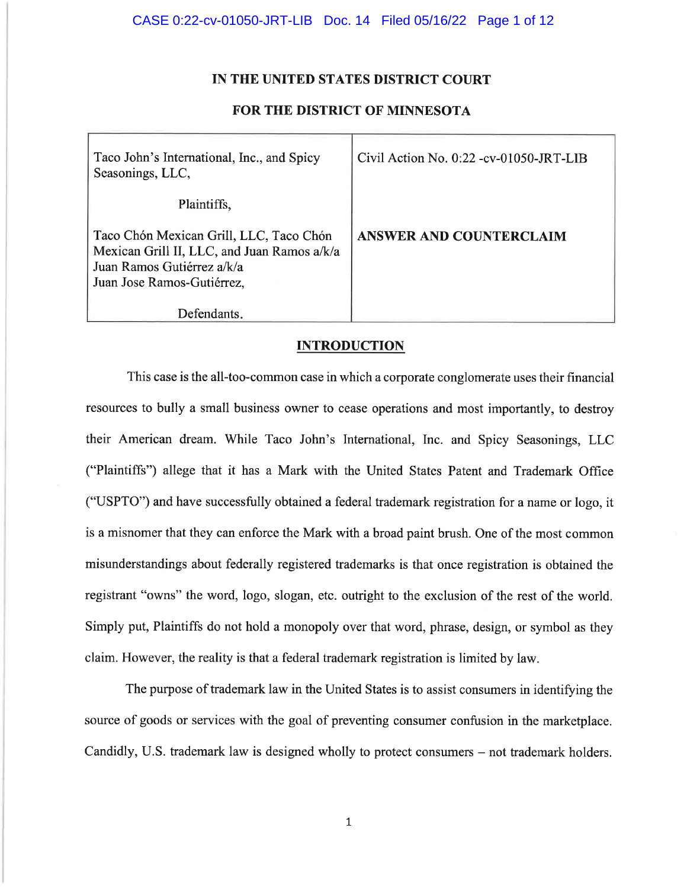# IN THE UNITED STATES DISTRICT COURT

# FOR THE DISTRICT OF MINNESOTA

| | |
|---|---|
| Taco John's International, Inc., and Spicy Seasonings, LLC,<br><br>Plaintiffs,<br><br>Taco Chón Mexican Grill, LLC, Taco Chón Mexican Grill II, LLC, and Juan Ramos a/k/a Juan Ramos Gutiérrez a/k/a Juan Jose Ramos-Gutiérrez,<br><br>Defendants. | Civil Action No. 0:22 -cv-01050-JRT-LIB<br><br>**ANSWER AND COUNTERCLAIM** |

## INTRODUCTION

This case is the all-too-common case in which a corporate conglomerate uses their financial resources to bully a small business owner to cease operations and most importantly, to destroy their American dream. While Taco John's International, Inc. and Spicy Seasonings, LLC ("Plaintiffs") allege that it has a Mark with the United States Patent and Trademark Office ("USPTO") and have successfully obtained a federal trademark registration for a name or logo, it is a misnomer that they can enforce the Mark with a broad paint brush. One of the most common misunderstandings about federally registered trademarks is that once registration is obtained the registrant "owns" the word, logo, slogan, etc. outright to the exclusion of the rest of the world. Simply put, Plaintiffs do not hold a monopoly over that word, phrase, design, or symbol as they claim. However, the reality is that a federal trademark registration is limited by law.

The purpose of trademark law in the United States is to assist consumers in identifying the source of goods or services with the goal of preventing consumer confusion in the marketplace. Candidly, U.S. trademark law is designed wholly to protect consumers – not trademark holders.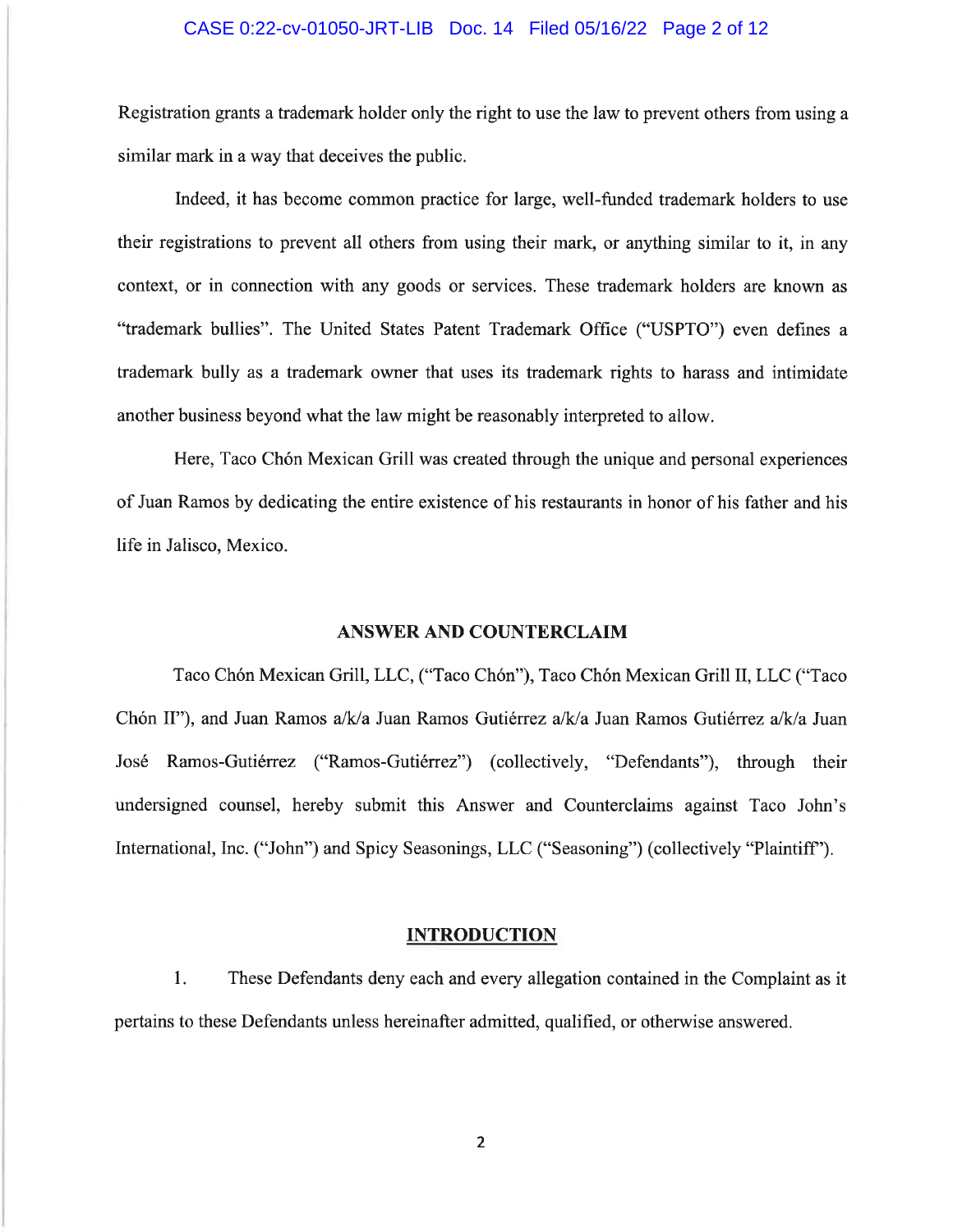Registration grants a trademark holder only the right to use the law to prevent others from using a similar mark in a way that deceives the public.

Indeed, it has become common practice for large, well-funded trademark holders to use their registrations to prevent all others from using their mark, or anything similar to it, in any context, or in connection with any goods or services. These trademark holders are known as "trademark bullies". The United States Patent Trademark Office ("USPTO") even defines a trademark bully as a trademark owner that uses its trademark rights to harass and intimidate another business beyond what the law might be reasonably interpreted to allow.

Here, Taco Chón Mexican Grill was created through the unique and personal experiences of Juan Ramos by dedicating the entire existence of his restaurants in honor of his father and his life in Jalisco, Mexico.

## ANSWER AND COUNTERCLAIM

Taco Chón Mexican Grill, LLC, ("Taco Chón"), Taco Chón Mexican Grill II, LLC ("Taco Chón II"), and Juan Ramos a/k/a Juan Ramos Gutiérrez a/k/a Juan Ramos Gutiérrez a/k/a Juan José Ramos-Gutiérrez ("Ramos-Gutiérrez") (collectively, "Defendants"), through their undersigned counsel, hereby submit this Answer and Counterclaims against Taco John's International, Inc. ("John") and Spicy Seasonings, LLC ("Seasoning") (collectively "Plaintiff").

## INTRODUCTION

1. These Defendants deny each and every allegation contained in the Complaint as it pertains to these Defendants unless hereinafter admitted, qualified, or otherwise answered.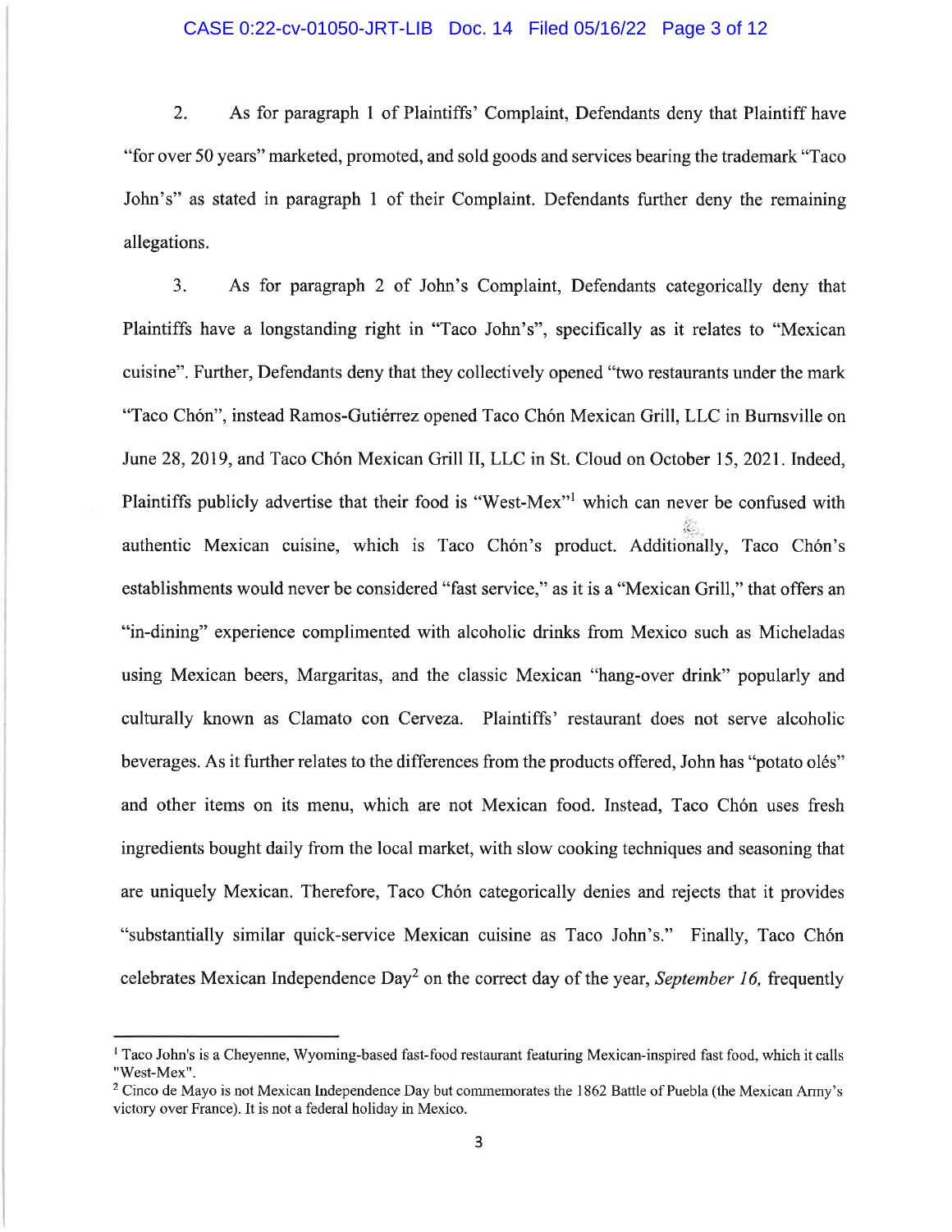2. As for paragraph 1 of Plaintiffs' Complaint, Defendants deny that Plaintiff have "for over 50 years" marketed, promoted, and sold goods and services bearing the trademark "Taco John's" as stated in paragraph 1 of their Complaint. Defendants further deny the remaining allegations.

3. As for paragraph 2 of John's Complaint, Defendants categorically deny that Plaintiffs have a longstanding right in "Taco John's", specifically as it relates to "Mexican cuisine". Further, Defendants deny that they collectively opened "two restaurants under the mark "Taco Chón", instead Ramos-Gutiérrez opened Taco Chón Mexican Grill, LLC in Burnsville on June 28, 2019, and Taco Chón Mexican Grill II, LLC in St. Cloud on October 15, 2021. Indeed, Plaintiffs publicly advertise that their food is "West-Mex"[1] which can never be confused with authentic Mexican cuisine, which is Taco Chón's product. Additionally, Taco Chón's establishments would never be considered "fast service," as it is a "Mexican Grill," that offers an "in-dining" experience complimented with alcoholic drinks from Mexico such as Micheladas using Mexican beers, Margaritas, and the classic Mexican "hang-over drink" popularly and culturally known as Clamato con Cerveza. Plaintiffs' restaurant does not serve alcoholic beverages. As it further relates to the differences from the products offered, John has "potato olés" and other items on its menu, which are not Mexican food. Instead, Taco Chón uses fresh ingredients bought daily from the local market, with slow cooking techniques and seasoning that are uniquely Mexican. Therefore, Taco Chón categorically denies and rejects that it provides "substantially similar quick-service Mexican cuisine as Taco John's." Finally, Taco Chón celebrates Mexican Independence Day[2] on the correct day of the year, *September 16,* frequently

---

[1] Taco John's is a Cheyenne, Wyoming-based fast-food restaurant featuring Mexican-inspired fast food, which it calls "West-Mex".

[2] Cinco de Mayo is not Mexican Independence Day but commemorates the 1862 Battle of Puebla (the Mexican Army's victory over France). It is not a federal holiday in Mexico.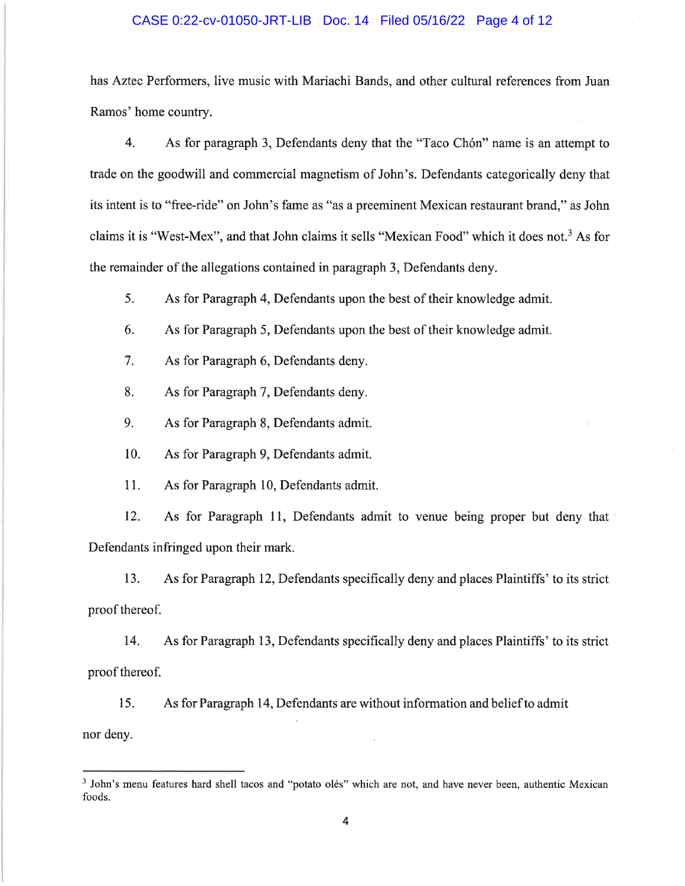has Aztec Performers, live music with Mariachi Bands, and other cultural references from Juan Ramos' home country.

4. As for paragraph 3, Defendants deny that the "Taco Chón" name is an attempt to trade on the goodwill and commercial magnetism of John's. Defendants categorically deny that its intent is to "free-ride" on John's fame as "as a preeminent Mexican restaurant brand," as John claims it is "West-Mex", and that John claims it sells "Mexican Food" which it does not.[3] As for the remainder of the allegations contained in paragraph 3, Defendants deny.

5. As for Paragraph 4, Defendants upon the best of their knowledge admit.

6. As for Paragraph 5, Defendants upon the best of their knowledge admit.

7. As for Paragraph 6, Defendants deny.

8. As for Paragraph 7, Defendants deny.

9. As for Paragraph 8, Defendants admit.

10. As for Paragraph 9, Defendants admit.

11. As for Paragraph 10, Defendants admit.

12. As for Paragraph 11, Defendants admit to venue being proper but deny that Defendants infringed upon their mark.

13. As for Paragraph 12, Defendants specifically deny and places Plaintiffs' to its strict proof thereof.

14. As for Paragraph 13, Defendants specifically deny and places Plaintiffs' to its strict proof thereof.

15. As for Paragraph 14, Defendants are without information and belief to admit nor deny.

---

[3] John's menu features hard shell tacos and "potato olés" which are not, and have never been, authentic Mexican foods.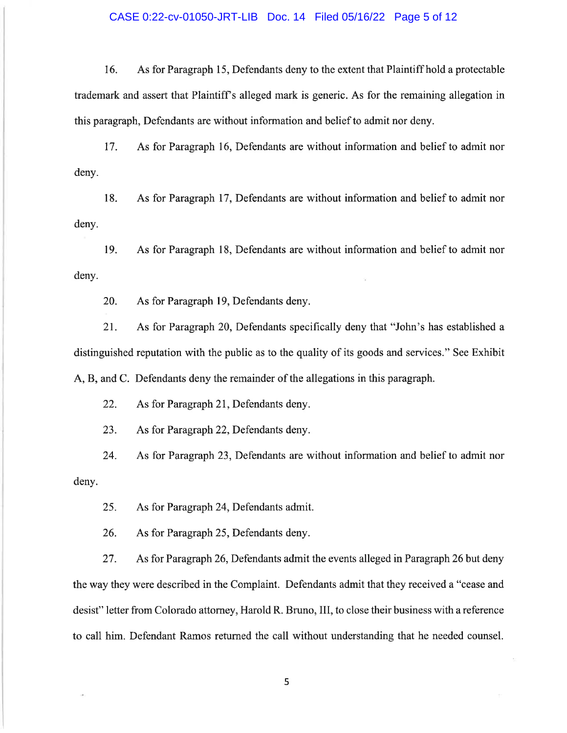16. As for Paragraph 15, Defendants deny to the extent that Plaintiff hold a protectable trademark and assert that Plaintiff's alleged mark is generic. As for the remaining allegation in this paragraph, Defendants are without information and belief to admit nor deny.

17. As for Paragraph 16, Defendants are without information and belief to admit nor deny.

18. As for Paragraph 17, Defendants are without information and belief to admit nor deny.

19. As for Paragraph 18, Defendants are without information and belief to admit nor deny.

20. As for Paragraph 19, Defendants deny.

21. As for Paragraph 20, Defendants specifically deny that "John's has established a distinguished reputation with the public as to the quality of its goods and services." See Exhibit A, B, and C. Defendants deny the remainder of the allegations in this paragraph.

22. As for Paragraph 21, Defendants deny.

23. As for Paragraph 22, Defendants deny.

24. As for Paragraph 23, Defendants are without information and belief to admit nor deny.

25. As for Paragraph 24, Defendants admit.

26. As for Paragraph 25, Defendants deny.

27. As for Paragraph 26, Defendants admit the events alleged in Paragraph 26 but deny the way they were described in the Complaint. Defendants admit that they received a "cease and desist" letter from Colorado attorney, Harold R. Bruno, III, to close their business with a reference to call him. Defendant Ramos returned the call without understanding that he needed counsel.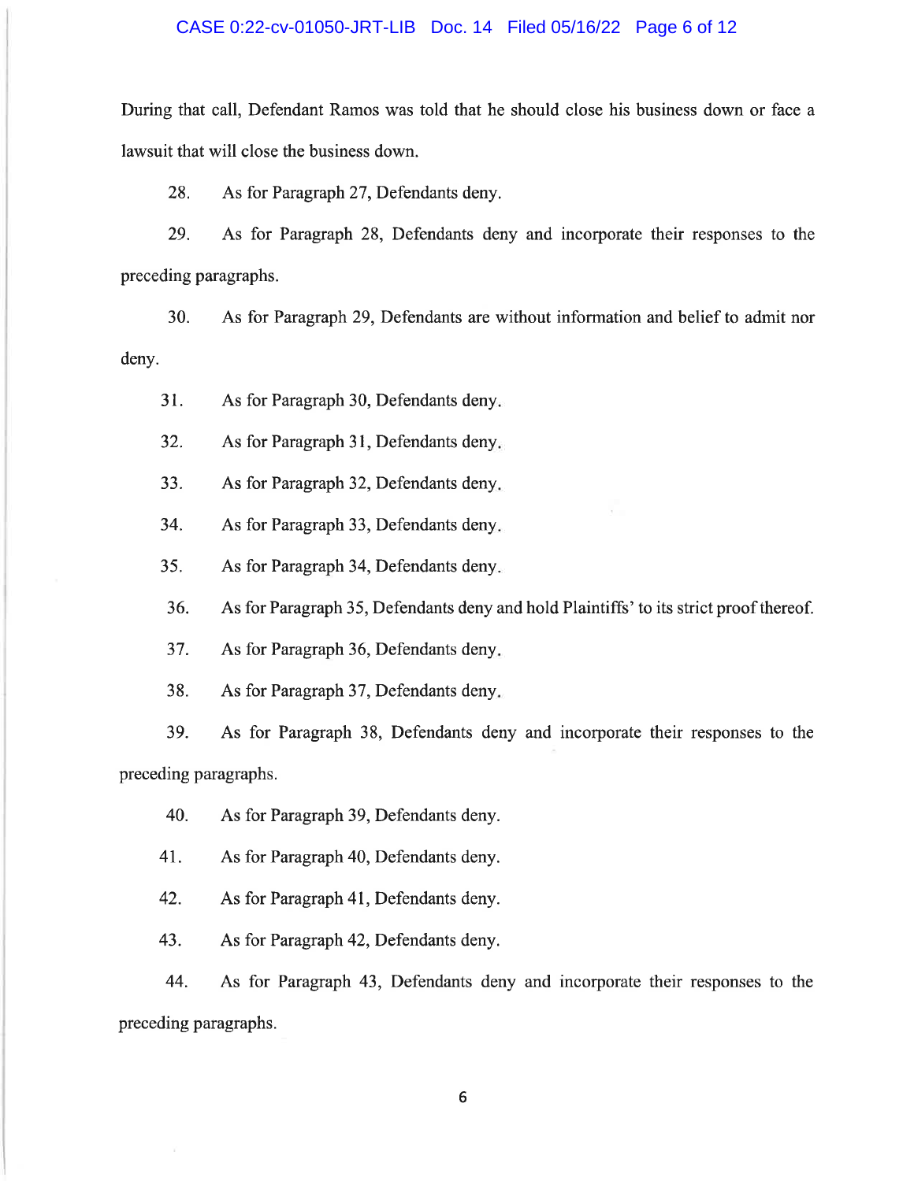During that call, Defendant Ramos was told that he should close his business down or face a lawsuit that will close the business down.

28. As for Paragraph 27, Defendants deny.

29. As for Paragraph 28, Defendants deny and incorporate their responses to the preceding paragraphs.

30. As for Paragraph 29, Defendants are without information and belief to admit nor deny.

31. As for Paragraph 30, Defendants deny.

32. As for Paragraph 31, Defendants deny.

33. As for Paragraph 32, Defendants deny.

34. As for Paragraph 33, Defendants deny.

35. As for Paragraph 34, Defendants deny.

36. As for Paragraph 35, Defendants deny and hold Plaintiffs' to its strict proof thereof.

37. As for Paragraph 36, Defendants deny.

38. As for Paragraph 37, Defendants deny.

39. As for Paragraph 38, Defendants deny and incorporate their responses to the preceding paragraphs.

40. As for Paragraph 39, Defendants deny.

41. As for Paragraph 40, Defendants deny.

42. As for Paragraph 41, Defendants deny.

43. As for Paragraph 42, Defendants deny.

44. As for Paragraph 43, Defendants deny and incorporate their responses to the preceding paragraphs.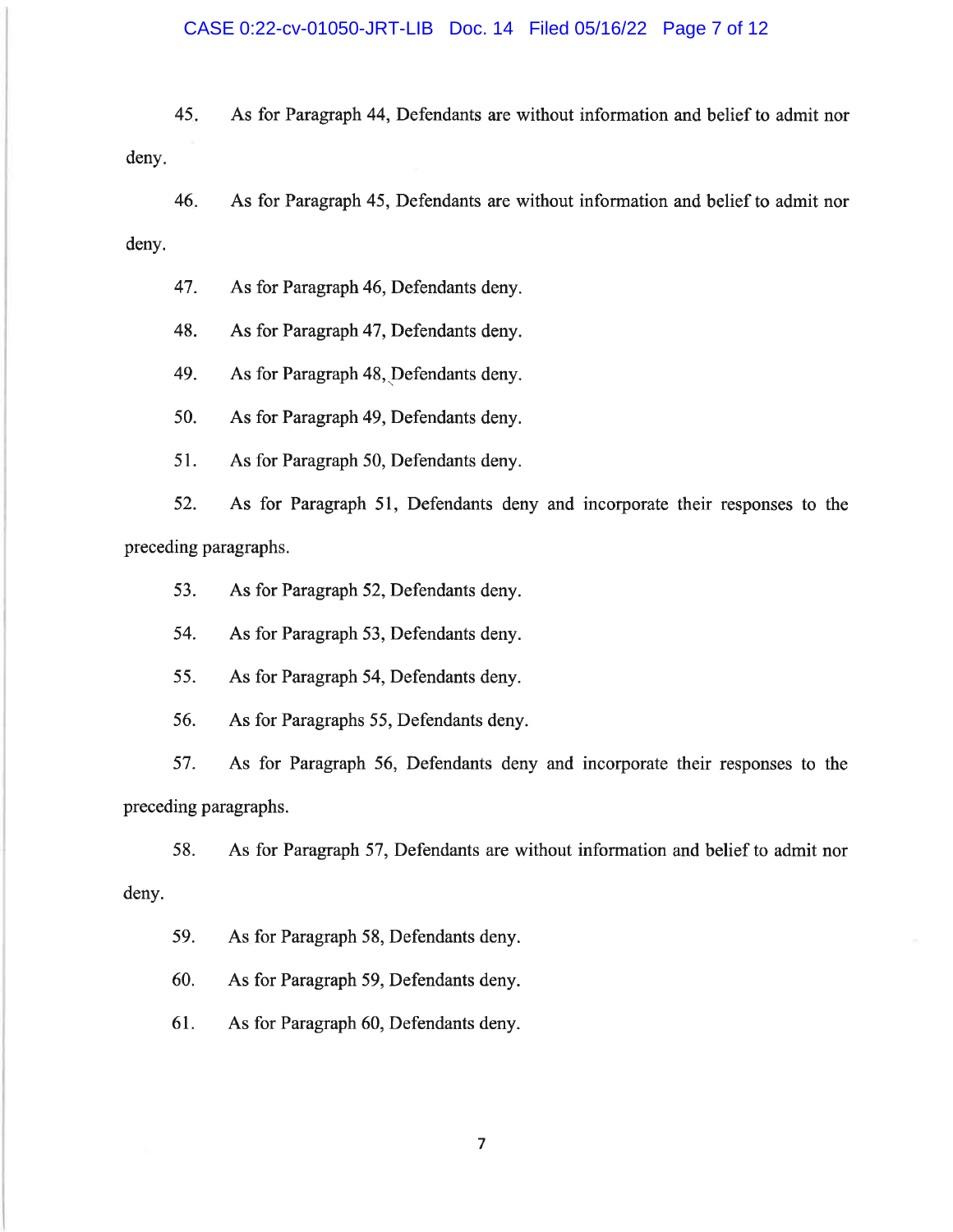45. As for Paragraph 44, Defendants are without information and belief to admit nor deny.

46. As for Paragraph 45, Defendants are without information and belief to admit nor deny.

47. As for Paragraph 46, Defendants deny.

48. As for Paragraph 47, Defendants deny.

49. As for Paragraph 48, Defendants deny.

50. As for Paragraph 49, Defendants deny.

51. As for Paragraph 50, Defendants deny.

52. As for Paragraph 51, Defendants deny and incorporate their responses to the preceding paragraphs.

53. As for Paragraph 52, Defendants deny.

54. As for Paragraph 53, Defendants deny.

55. As for Paragraph 54, Defendants deny.

56. As for Paragraphs 55, Defendants deny.

57. As for Paragraph 56, Defendants deny and incorporate their responses to the preceding paragraphs.

58. As for Paragraph 57, Defendants are without information and belief to admit nor deny.

59. As for Paragraph 58, Defendants deny.

60. As for Paragraph 59, Defendants deny.

61. As for Paragraph 60, Defendants deny.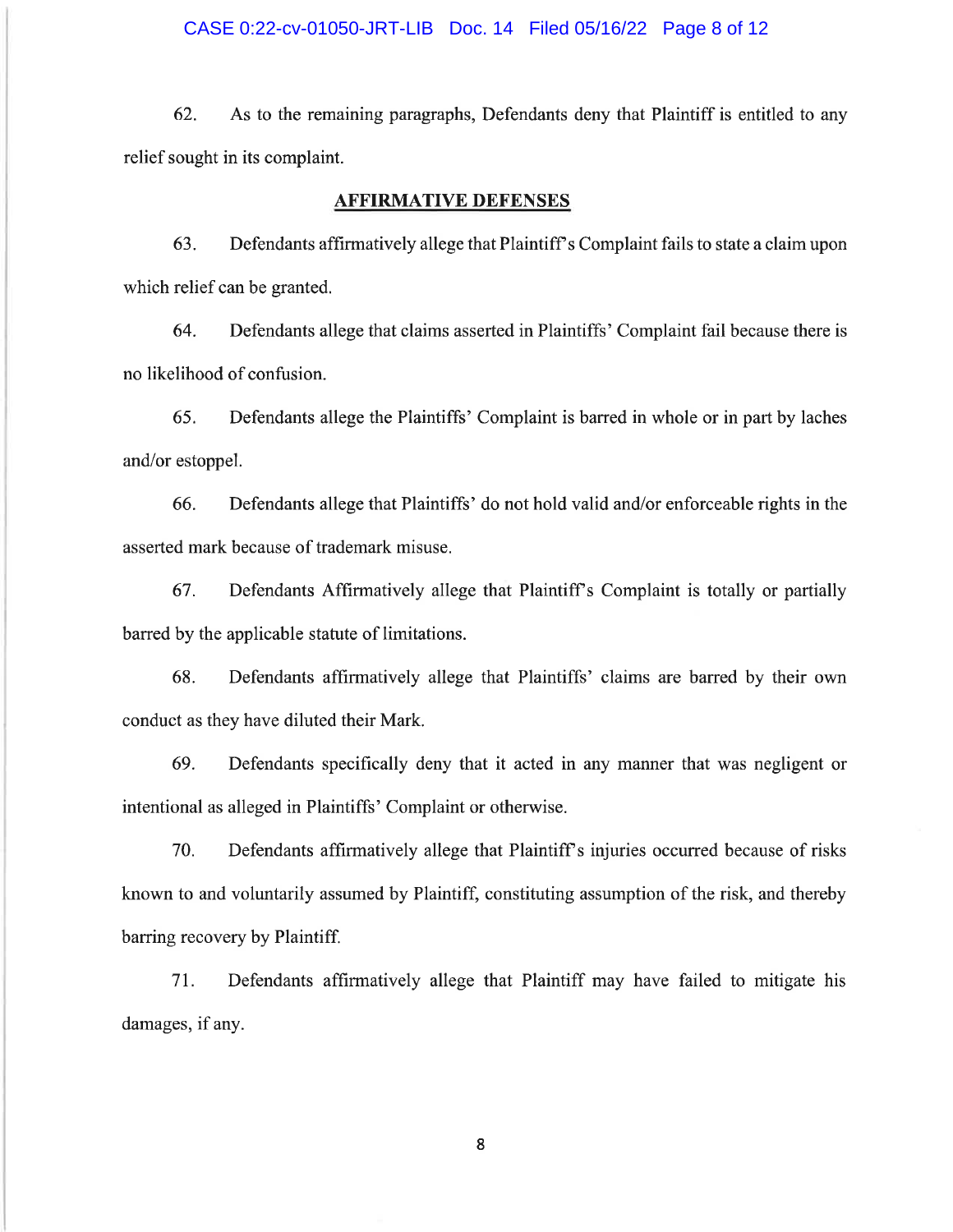62. As to the remaining paragraphs, Defendants deny that Plaintiff is entitled to any relief sought in its complaint.

## AFFIRMATIVE DEFENSES

63. Defendants affirmatively allege that Plaintiff's Complaint fails to state a claim upon which relief can be granted.

64. Defendants allege that claims asserted in Plaintiffs' Complaint fail because there is no likelihood of confusion.

65. Defendants allege the Plaintiffs' Complaint is barred in whole or in part by laches and/or estoppel.

66. Defendants allege that Plaintiffs' do not hold valid and/or enforceable rights in the asserted mark because of trademark misuse.

67. Defendants Affirmatively allege that Plaintiff's Complaint is totally or partially barred by the applicable statute of limitations.

68. Defendants affirmatively allege that Plaintiffs' claims are barred by their own conduct as they have diluted their Mark.

69. Defendants specifically deny that it acted in any manner that was negligent or intentional as alleged in Plaintiffs' Complaint or otherwise.

70. Defendants affirmatively allege that Plaintiff's injuries occurred because of risks known to and voluntarily assumed by Plaintiff, constituting assumption of the risk, and thereby barring recovery by Plaintiff.

71. Defendants affirmatively allege that Plaintiff may have failed to mitigate his damages, if any.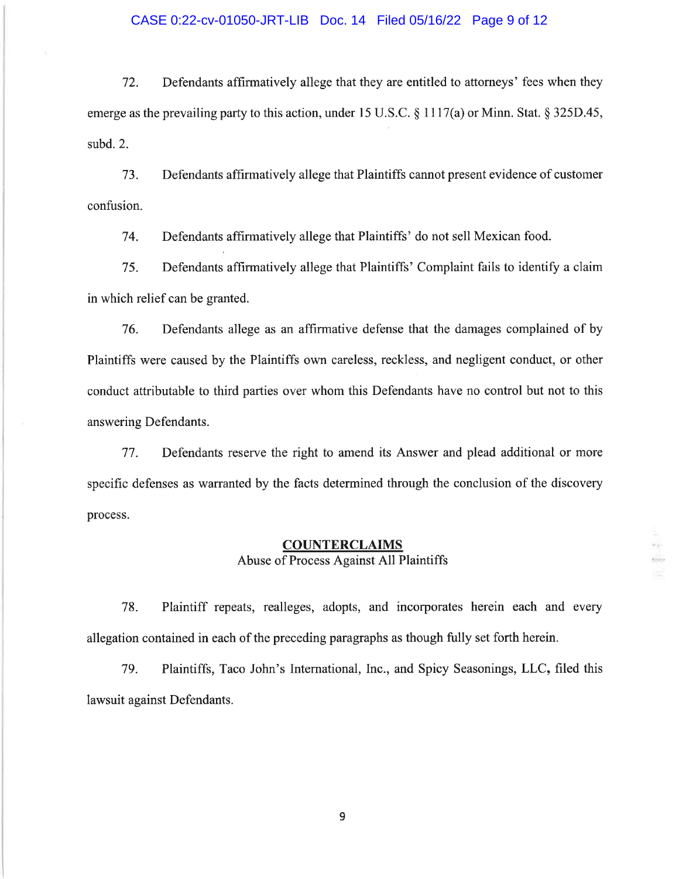72. Defendants affirmatively allege that they are entitled to attorneys' fees when they emerge as the prevailing party to this action, under 15 U.S.C. § 1117(a) or Minn. Stat. § 325D.45, subd. 2.

73. Defendants affirmatively allege that Plaintiffs cannot present evidence of customer confusion.

74. Defendants affirmatively allege that Plaintiffs' do not sell Mexican food.

75. Defendants affirmatively allege that Plaintiffs' Complaint fails to identify a claim in which relief can be granted.

76. Defendants allege as an affirmative defense that the damages complained of by Plaintiffs were caused by the Plaintiffs own careless, reckless, and negligent conduct, or other conduct attributable to third parties over whom this Defendants have no control but not to this answering Defendants.

77. Defendants reserve the right to amend its Answer and plead additional or more specific defenses as warranted by the facts determined through the conclusion of the discovery process.

## COUNTERCLAIMS

Abuse of Process Against All Plaintiffs

78. Plaintiff repeats, realleges, adopts, and incorporates herein each and every allegation contained in each of the preceding paragraphs as though fully set forth herein.

79. Plaintiffs, Taco John's International, Inc., and Spicy Seasonings, LLC, filed this lawsuit against Defendants.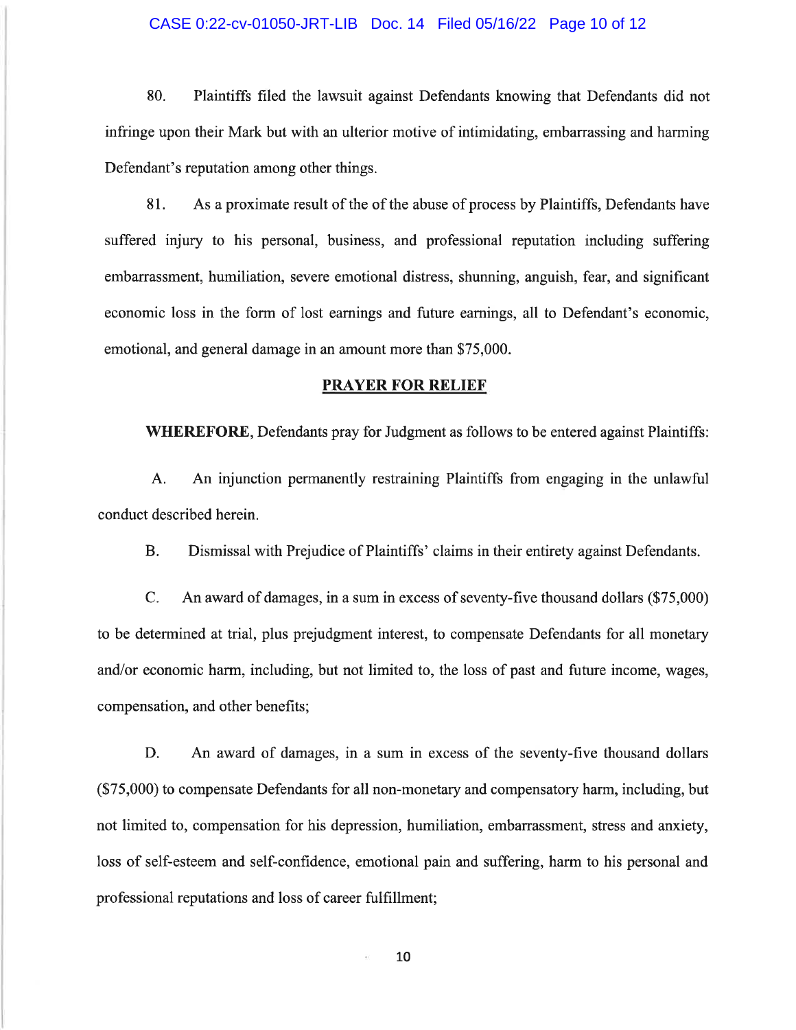80. Plaintiffs filed the lawsuit against Defendants knowing that Defendants did not infringe upon their Mark but with an ulterior motive of intimidating, embarrassing and harming Defendant's reputation among other things.

81. As a proximate result of the of the abuse of process by Plaintiffs, Defendants have suffered injury to his personal, business, and professional reputation including suffering embarrassment, humiliation, severe emotional distress, shunning, anguish, fear, and significant economic loss in the form of lost earnings and future earnings, all to Defendant's economic, emotional, and general damage in an amount more than $75,000.

## PRAYER FOR RELIEF

**WHEREFORE**, Defendants pray for Judgment as follows to be entered against Plaintiffs:

A. An injunction permanently restraining Plaintiffs from engaging in the unlawful conduct described herein.

B. Dismissal with Prejudice of Plaintiffs' claims in their entirety against Defendants.

C. An award of damages, in a sum in excess of seventy-five thousand dollars ($75,000) to be determined at trial, plus prejudgment interest, to compensate Defendants for all monetary and/or economic harm, including, but not limited to, the loss of past and future income, wages, compensation, and other benefits;

D. An award of damages, in a sum in excess of the seventy-five thousand dollars ($75,000) to compensate Defendants for all non-monetary and compensatory harm, including, but not limited to, compensation for his depression, humiliation, embarrassment, stress and anxiety, loss of self-esteem and self-confidence, emotional pain and suffering, harm to his personal and professional reputations and loss of career fulfillment;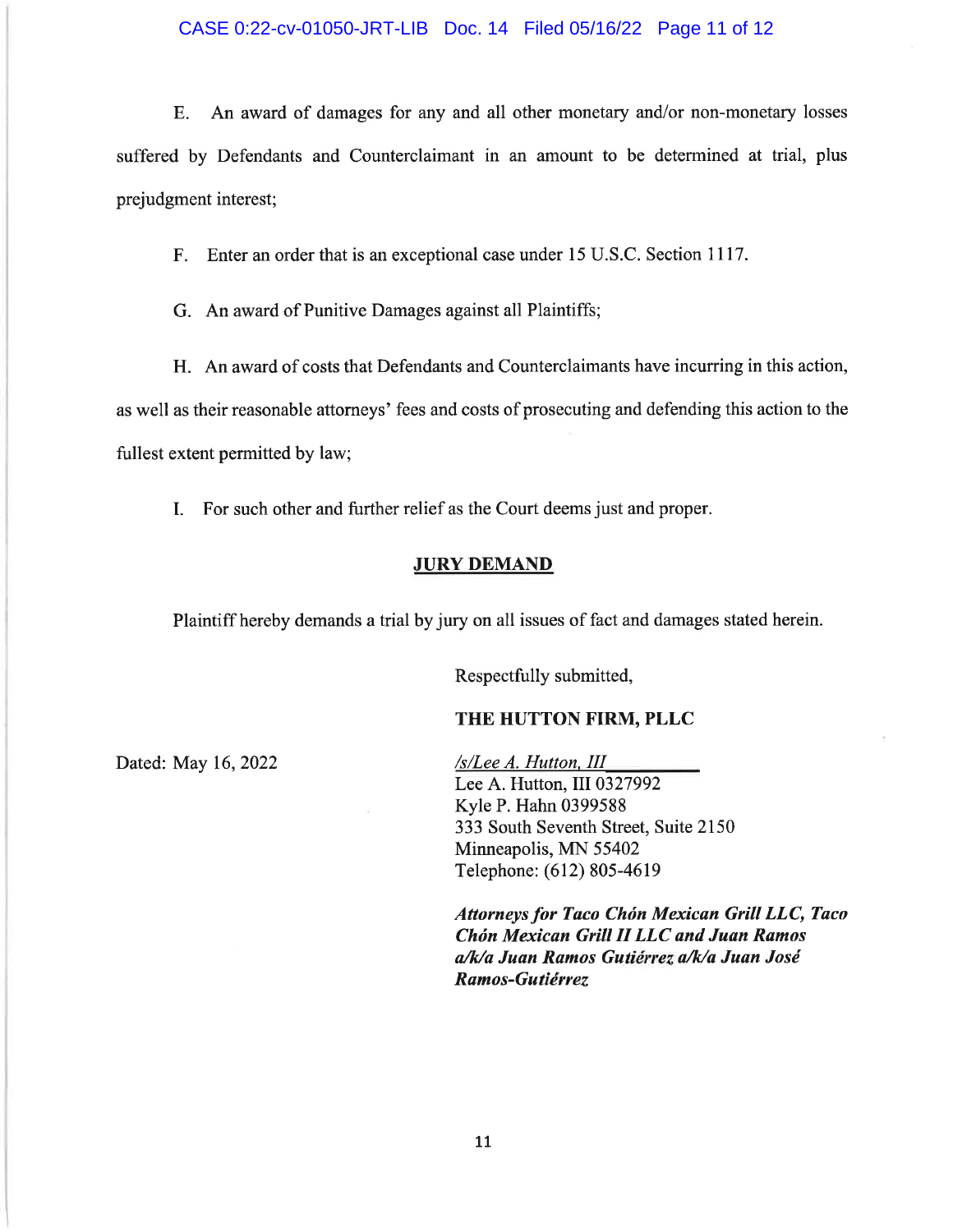E. An award of damages for any and all other monetary and/or non-monetary losses suffered by Defendants and Counterclaimant in an amount to be determined at trial, plus prejudgment interest;

F. Enter an order that is an exceptional case under 15 U.S.C. Section 1117.

G. An award of Punitive Damages against all Plaintiffs;

H. An award of costs that Defendants and Counterclaimants have incurring in this action, as well as their reasonable attorneys' fees and costs of prosecuting and defending this action to the fullest extent permitted by law;

I. For such other and further relief as the Court deems just and proper.

**JURY DEMAND**

Plaintiff hereby demands a trial by jury on all issues of fact and damages stated herein.

Respectfully submitted,

**THE HUTTON FIRM, PLLC**

Dated: May 16, 2022

*/s/Lee A. Hutton, III*
Lee A. Hutton, III 0327992
Kyle P. Hahn 0399588
333 South Seventh Street, Suite 2150
Minneapolis, MN 55402
Telephone: (612) 805-4619

***Attorneys for Taco Chón Mexican Grill LLC, Taco Chón Mexican Grill II LLC and Juan Ramos a/k/a Juan Ramos Gutiérrez a/k/a Juan José Ramos-Gutiérrez***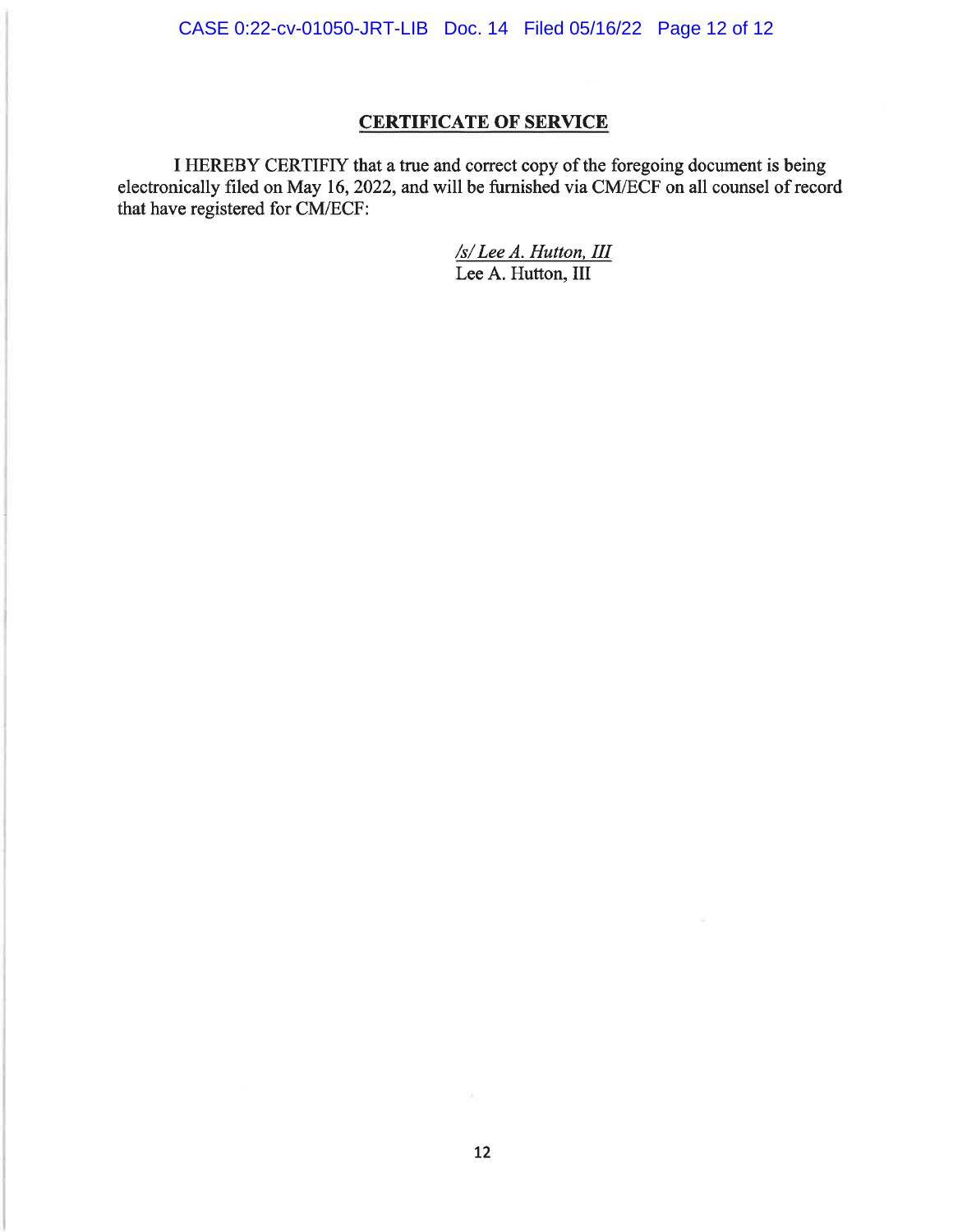## CERTIFICATE OF SERVICE

I HEREBY CERTIFIY that a true and correct copy of the foregoing document is being electronically filed on May 16, 2022, and will be furnished via CM/ECF on all counsel of record that have registered for CM/ECF:

*/s/ Lee A. Hutton, III*
Lee A. Hutton, III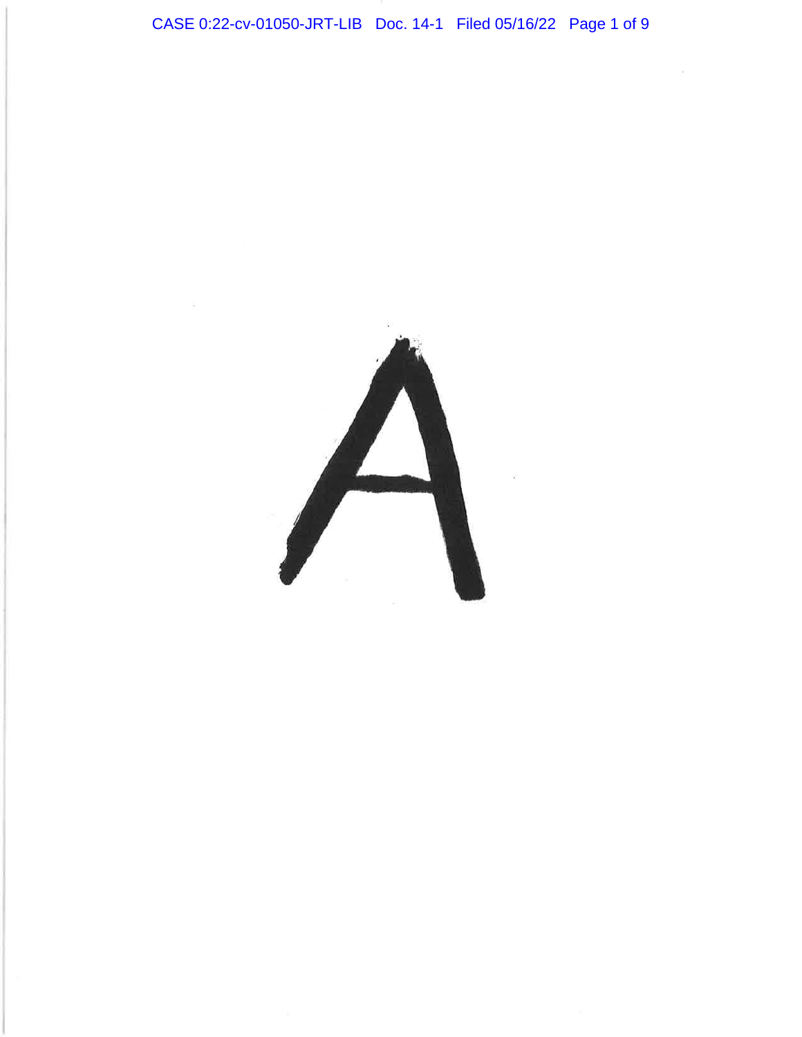A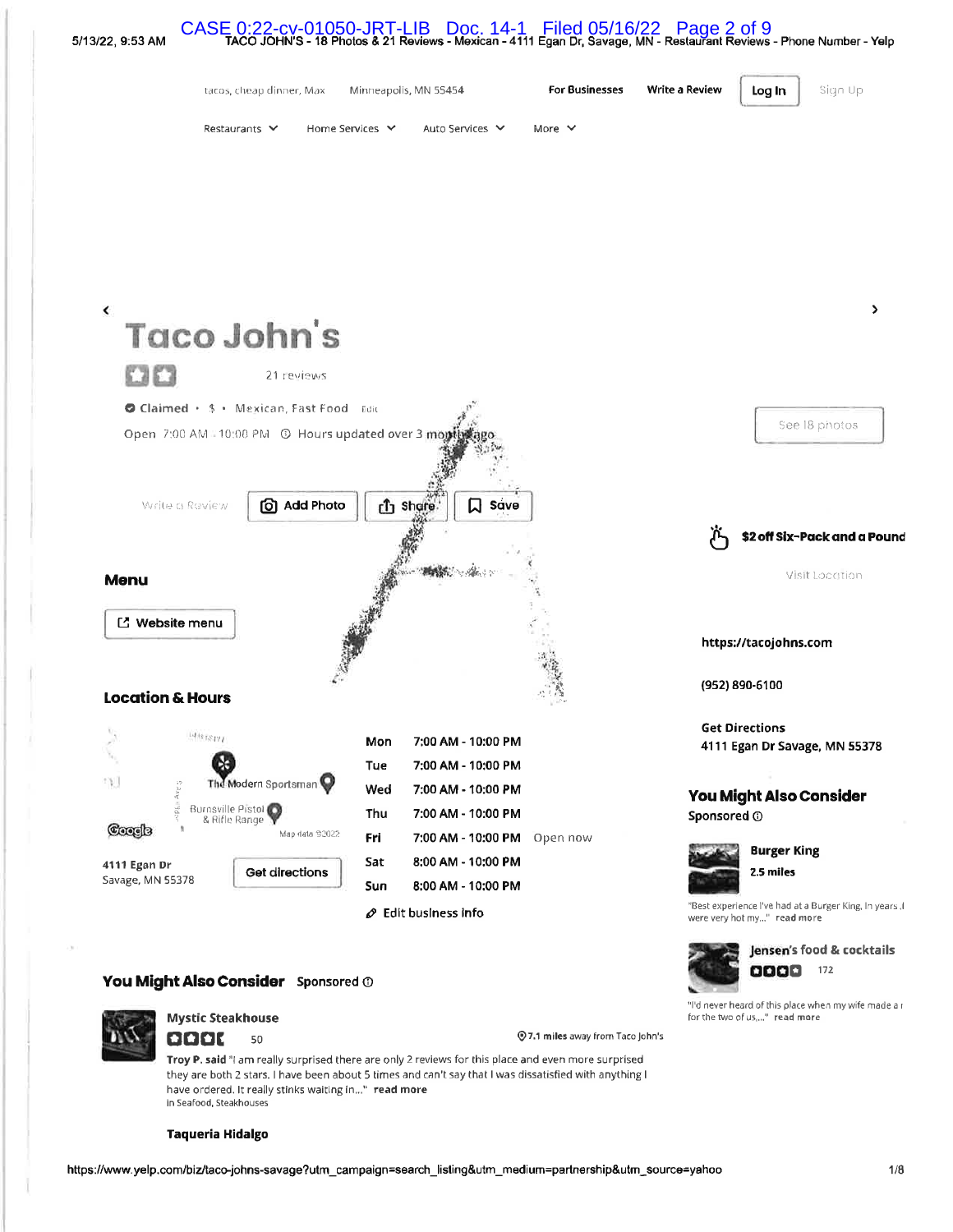tacos, cheap dinner, Max    Minneapolis, MN 55454    For Businesses    Write a Review    Log In    Sign Up

Restaurants    Home Services    Auto Services    More

# Taco John's

21 reviews

Claimed • $ • Mexican, Fast Food  Edit

Open 7:00 AM - 10:00 PM  Hours updated over 3 months ago

See 18 photos

Write a Review    Add Photo    Share    Save

**$2 off Six-Pack and a Pound**

Visit Location

## Menu

Website menu

https://tacojohns.com

(952) 890-6100

Get Directions
4111 Egan Dr Savage, MN 55378

## Location & Hours

The Modern Sportsman
Burnsville Pistol & Rifle Range
Map data ©2022

4111 Egan Dr
Savage, MN 55378

Get directions

| | | |
|---|---|---|
| Mon | 7:00 AM - 10:00 PM | |
| Tue | 7:00 AM - 10:00 PM | |
| Wed | 7:00 AM - 10:00 PM | |
| Thu | 7:00 AM - 10:00 PM | |
| Fri | 7:00 AM - 10:00 PM | Open now |
| Sat | 8:00 AM - 10:00 PM | |
| Sun | 8:00 AM - 10:00 PM | |

Edit business info

## You Might Also Consider
Sponsored

**Burger King**
2.5 miles
"Best experience I've had at a Burger King, in years. I were very hot my..." read more

**Jensen's food & cocktails**
172
"I'd never heard of this place when my wife made a r for the two of us,..." read more

## You Might Also Consider  Sponsored

**Mystic Steakhouse**
50
7.1 miles away from Taco John's
**Troy P. said** "I am really surprised there are only 2 reviews for this place and even more surprised they are both 2 stars. I have been about 5 times and can't say that I was dissatisfied with anything I have ordered. It really stinks waiting in..." read more
In Seafood, Steakhouses

**Taqueria Hidalgo**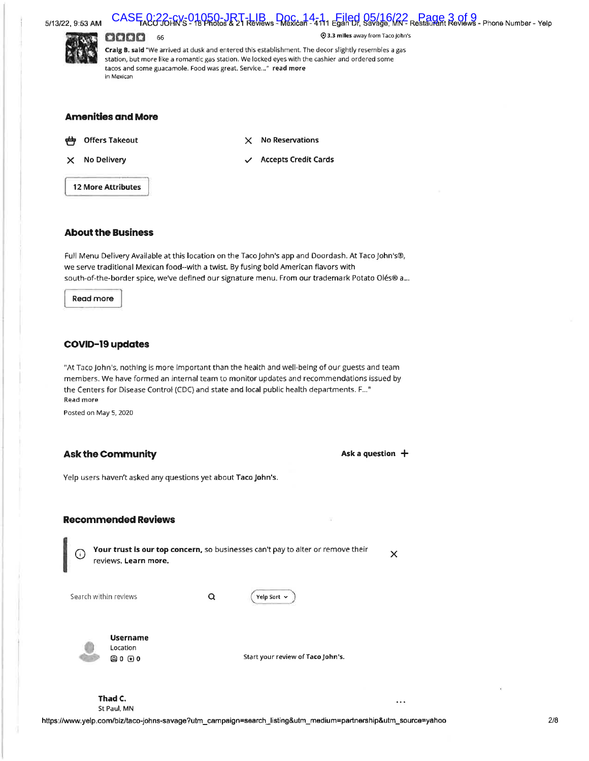66

3.3 miles away from Taco John's

**Craig B. said** "We arrived at dusk and entered this establishment. The decor slightly resembles a gas station, but more like a romantic gas station. We locked eyes with the cashier and ordered some tacos and some guacamole. Food was great. Service..." **read more**
in Mexican

## Amenities and More

Offers Takeout

No Reservations

No Delivery

Accepts Credit Cards

12 More Attributes

## About the Business

Full Menu Delivery Available at this location on the Taco John's app and Doordash. At Taco John's®, we serve traditional Mexican food--with a twist. By fusing bold American flavors with south-of-the-border spice, we've defined our signature menu. From our trademark Potato Olés® a...

Read more

## COVID-19 updates

"At Taco John's, nothing is more important than the health and well-being of our guests and team members. We have formed an internal team to monitor updates and recommendations issued by the Centers for Disease Control (CDC) and state and local public health departments. F..."
Read more

Posted on May 5, 2020

## Ask the Community

Ask a question +

Yelp users haven't asked any questions yet about **Taco John's**.

## Recommended Reviews

**Your trust is our top concern,** so businesses can't pay to alter or remove their reviews. **Learn more.**

Search within reviews

Yelp Sort

**Username**
Location
0 0

Start your review of **Taco John's**.

**Thad C.**
St Paul, MN

https://www.yelp.com/biz/taco-johns-savage?utm_campaign=search_listing&utm_medium=partnership&utm_source=yahoo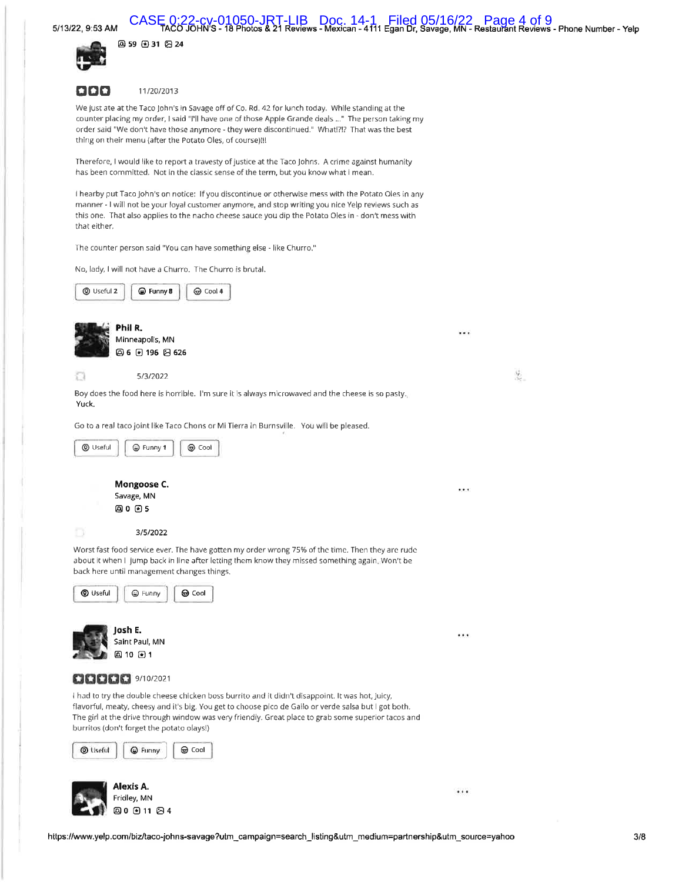59 31 24

11/20/2013

We just ate at the Taco John's in Savage off of Co. Rd. 42 for lunch today. While standing at the counter placing my order, I said "I'll have one of those Apple Grande deals ..." The person taking my order said "We don't have those anymore - they were discontinued." What!?!? That was the best thing on their menu (after the Potato Oles, of course)!!!

Therefore, I would like to report a travesty of justice at the Taco Johns. A crime against humanity has been committed. Not in the classic sense of the term, but you know what I mean.

I hearby put Taco John's on notice: If you discontinue or otherwise mess with the Potato Oles in any manner - I will not be your loyal customer anymore, and stop writing you nice Yelp reviews such as this one. That also applies to the nacho cheese sauce you dip the Potato Oles in - don't mess with that either.

The counter person said "You can have something else - like Churro."

No, lady, I will not have a Churro. The Churro is brutal.

Useful 2 | Funny 8 | Cool 4

**Phil R.**
Minneapolis, MN
6 196 626

5/3/2022

Boy does the food here is horrible. I'm sure it is always microwaved and the cheese is so pasty. Yuck.

Go to a real taco joint like Taco Chons or Mi Tierra in Burnsville. You will be pleased.

Useful | Funny 1 | Cool

**Mongoose C.**
Savage, MN
0 5

3/5/2022

Worst fast food service ever. The have gotten my order wrong 75% of the time. Then they are rude about it when I jump back in line after letting them know they missed something again. Won't be back here until management changes things.

Useful | Funny | Cool

**Josh E.**
Saint Paul, MN
10 1

9/10/2021

I had to try the double cheese chicken boss burrito and it didn't disappoint. It was hot, juicy, flavorful, meaty, cheesy and it's big. You get to choose pico de Gallo or verde salsa but I got both. The girl at the drive through window was very friendly. Great place to grab some superior tacos and burritos (don't forget the potato olays!)

Useful | Funny | Cool

**Alexis A.**
Fridley, MN
0 11 4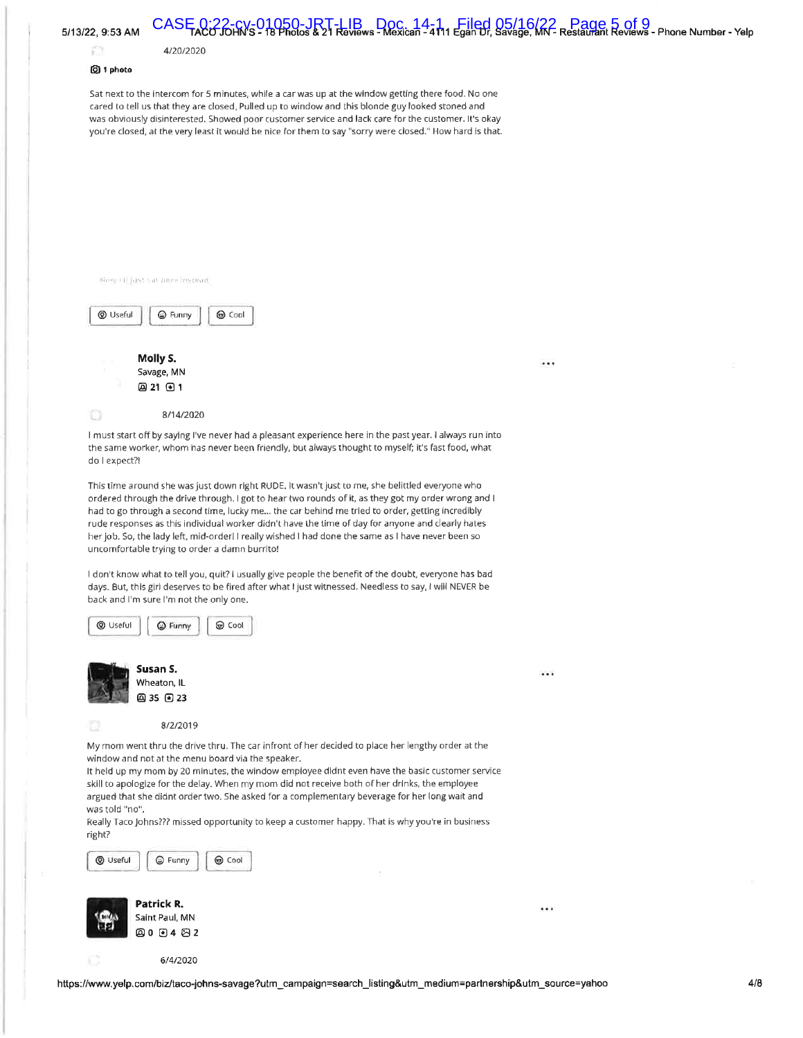4/20/2020

1 photo

Sat next to the intercom for 5 minutes, while a car was up at the window getting there food. No one cared to tell us that they are closed. Pulled up to window and this blonde guy looked stoned and was obviously disinterested. Showed poor customer service and lack care for the customer. It's okay you're closed, at the very least it would be nice for them to say "sorry were closed." How hard is that.

Guess I'll just eat here instead

Useful Funny Cool

**Molly S.**
Savage, MN
21 1

8/14/2020

I must start off by saying I've never had a pleasant experience here in the past year. I always run into the same worker, whom has never been friendly, but always thought to myself; it's fast food, what do I expect?!

This time around she was just down right RUDE. It wasn't just to me, she belittled everyone who ordered through the drive through. I got to hear two rounds of it, as they got my order wrong and I had to go through a second time, lucky me... the car behind me tried to order, getting incredibly rude responses as this individual worker didn't have the time of day for anyone and clearly hates her job. So, the lady left, mid-order! I really wished I had done the same as I have never been so uncomfortable trying to order a damn burrito!

I don't know what to tell you, quit? I usually give people the benefit of the doubt, everyone has bad days. But, this girl deserves to be fired after what I just witnessed. Needless to say, I will NEVER be back and I'm sure I'm not the only one.

Useful Funny Cool

**Susan S.**
Wheaton, IL
35 23

8/2/2019

My mom went thru the drive thru. The car infront of her decided to place her lengthy order at the window and not at the menu board via the speaker.
It held up my mom by 20 minutes, the window employee didnt even have the basic customer service skill to apologize for the delay. When my mom did not receive both of her drinks, the employee argued that she didnt order two. She asked for a complementary beverage for her long wait and was told "no".
Really Taco Johns??? missed opportunity to keep a customer happy. That is why you're in business right?

Useful Funny Cool

**Patrick R.**
Saint Paul, MN
0 4 2

6/4/2020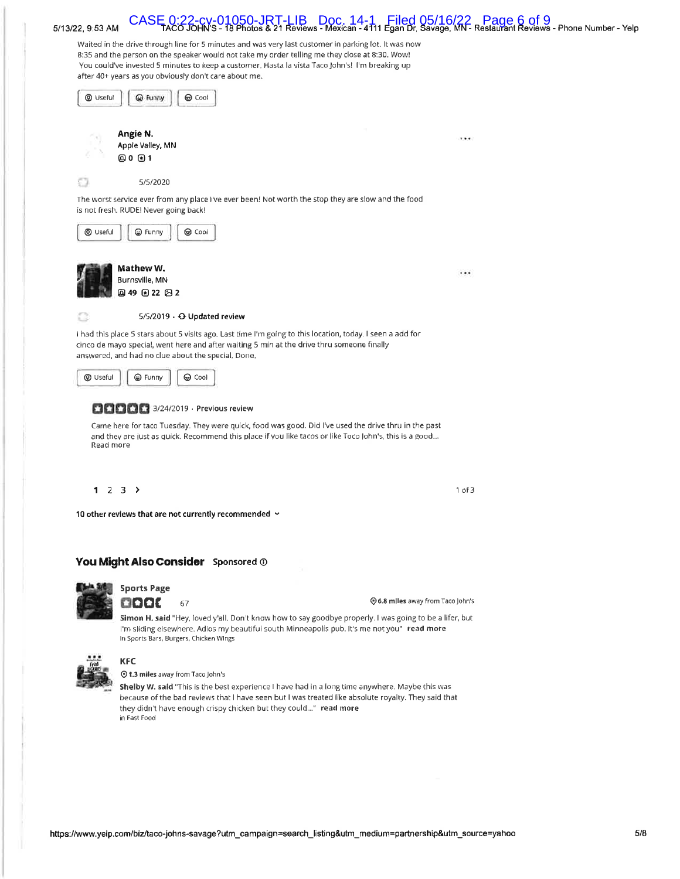Waited in the drive through line for 5 minutes and was very last customer in parking lot. It was now 8:35 and the person on the speaker would not take my order telling me they close at 8:30. Wow! You could've invested 5 minutes to keep a customer. Hasta la vista Taco John's! I'm breaking up after 40+ years as you obviously don't care about me.

Useful | Funny | Cool

**Angie N.**
Apple Valley, MN
0 1

5/5/2020

The worst service ever from any place I've ever been! Not worth the stop they are slow and the food is not fresh. RUDE! Never going back!

Useful | Funny | Cool

**Mathew W.**
Burnsville, MN
49 22 2

5/5/2019 · **Updated review**

I had this place 5 stars about 5 visits ago. Last time I'm going to this location, today. I seen a add for cinco de mayo special, went here and after waiting 5 min at the drive thru someone finally answered, and had no clue about the special. Done.

Useful | Funny | Cool

3/24/2019 · **Previous review**

Came here for taco Tuesday. They were quick, food was good. Did I've used the drive thru in the past and they are just as quick. Recommend this place if you like tacos or like Toco John's, this is a good... Read more

**1** 2 3 >

1 of 3

**10 other reviews that are not currently recommended**

## You Might Also Consider Sponsored

**Sports Page**
67
6.8 miles away from Taco John's

**Simon H. said** "Hey, loved y'all. Don't know how to say goodbye properly. I was going to be a lifer, but I'm sliding elsewhere. Adios my beautiful south Minneapolis pub. It's me not you" **read more**
in Sports Bars, Burgers, Chicken Wings

**KFC**
1.3 miles away from Taco John's

**Shelby W. said** "This is the best experience I have had in a long time anywhere. Maybe this was because of the bad reviews that I have seen but I was treated like absolute royalty. They said that they didn't have enough crispy chicken but they could..." **read more**
in Fast Food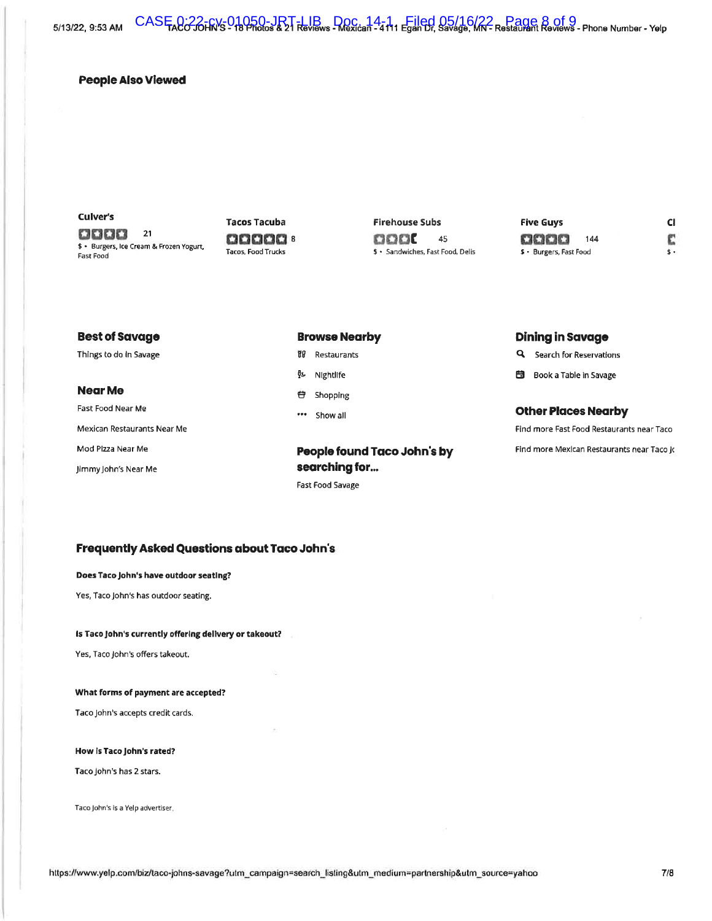## People Also Viewed

**Culver's**
21
$ • Burgers, Ice Cream & Frozen Yogurt, Fast Food

**Tacos Tacuba**
8
Tacos, Food Trucks

**Firehouse Subs**
45
$ • Sandwiches, Fast Food, Delis

**Five Guys**
144
$ • Burgers, Fast Food

**Cl**
$ •

## Best of Savage

Things to do in Savage

## Near Me

Fast Food Near Me

Mexican Restaurants Near Me

Mod Pizza Near Me

Jimmy John's Near Me

## Browse Nearby

Restaurants

Nightlife

Shopping

Show all

## People found Taco John's by searching for...

Fast Food Savage

## Dining in Savage

Search for Reservations

Book a Table in Savage

## Other Places Nearby

Find more Fast Food Restaurants near Taco

Find more Mexican Restaurants near Taco Jc

## Frequently Asked Questions about Taco John's

**Does Taco John's have outdoor seating?**

Yes, Taco John's has outdoor seating.

**Is Taco John's currently offering delivery or takeout?**

Yes, Taco John's offers takeout.

**What forms of payment are accepted?**

Taco John's accepts credit cards.

**How is Taco John's rated?**

Taco John's has 2 stars.

Taco John's is a Yelp advertiser.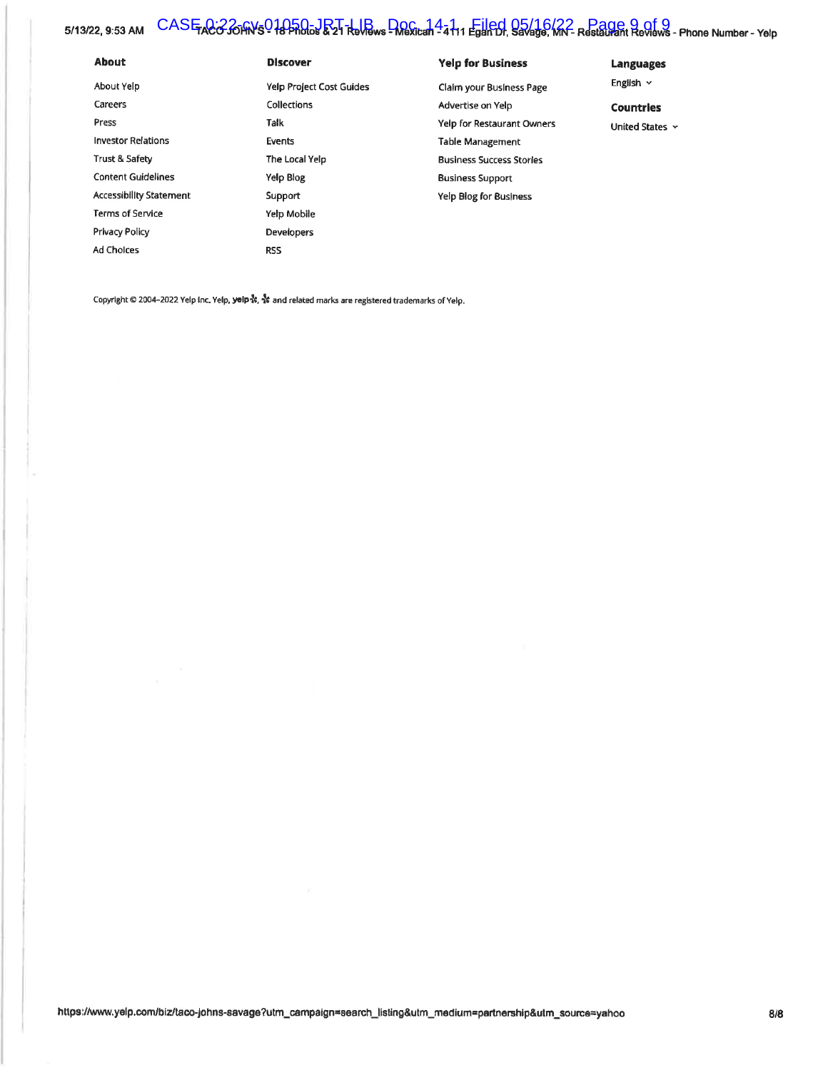**About**

- About Yelp
- Careers
- Press
- Investor Relations
- Trust & Safety
- Content Guidelines
- Accessibility Statement
- Terms of Service
- Privacy Policy
- Ad Choices

**Discover**

- Yelp Project Cost Guides
- Collections
- Talk
- Events
- The Local Yelp
- Yelp Blog
- Support
- Yelp Mobile
- Developers
- RSS

**Yelp for Business**

- Claim your Business Page
- Advertise on Yelp
- Yelp for Restaurant Owners
- Table Management
- Business Success Stories
- Business Support
- Yelp Blog for Business

**Languages**

English

**Countries**

United States

Copyright © 2004–2022 Yelp Inc. Yelp, yelp, and related marks are registered trademarks of Yelp.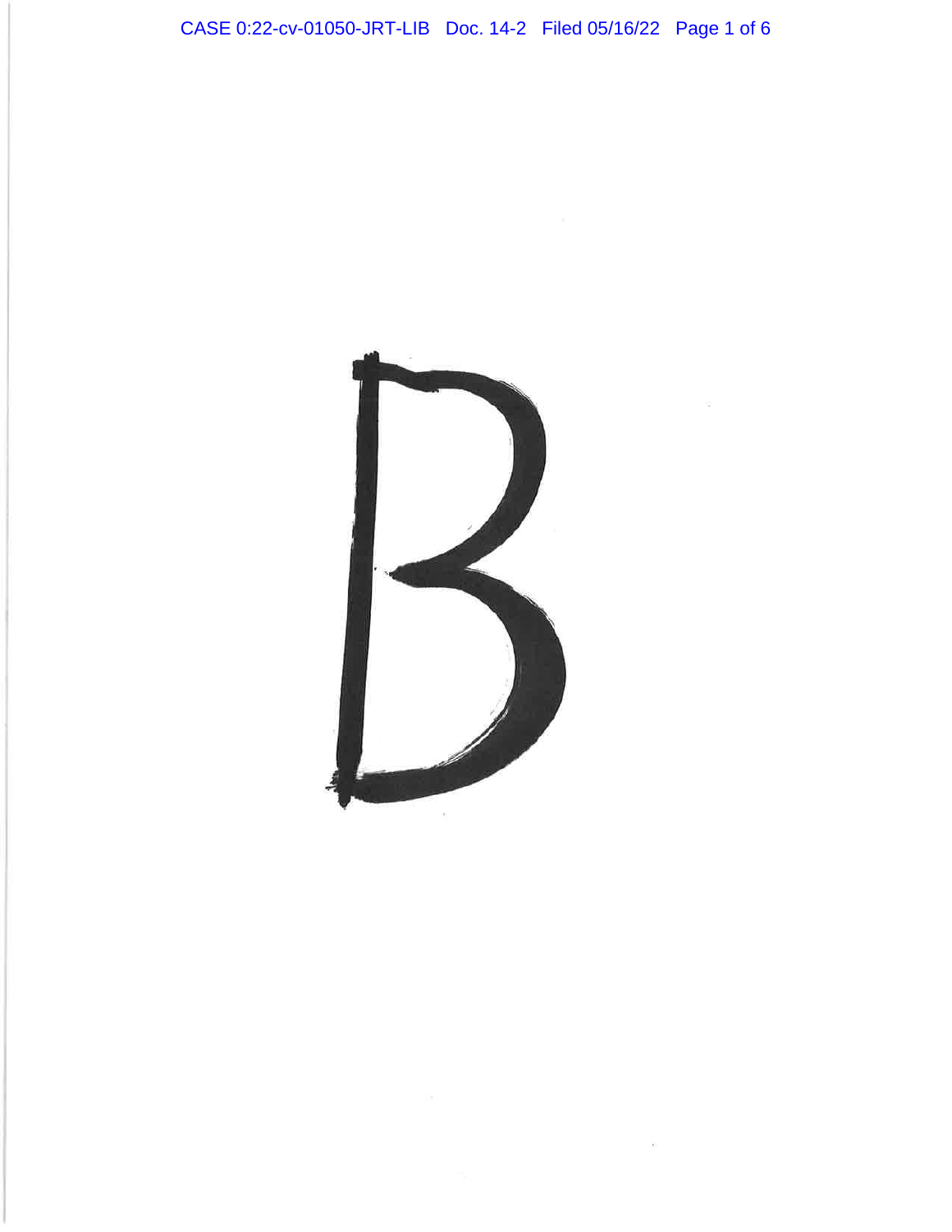# B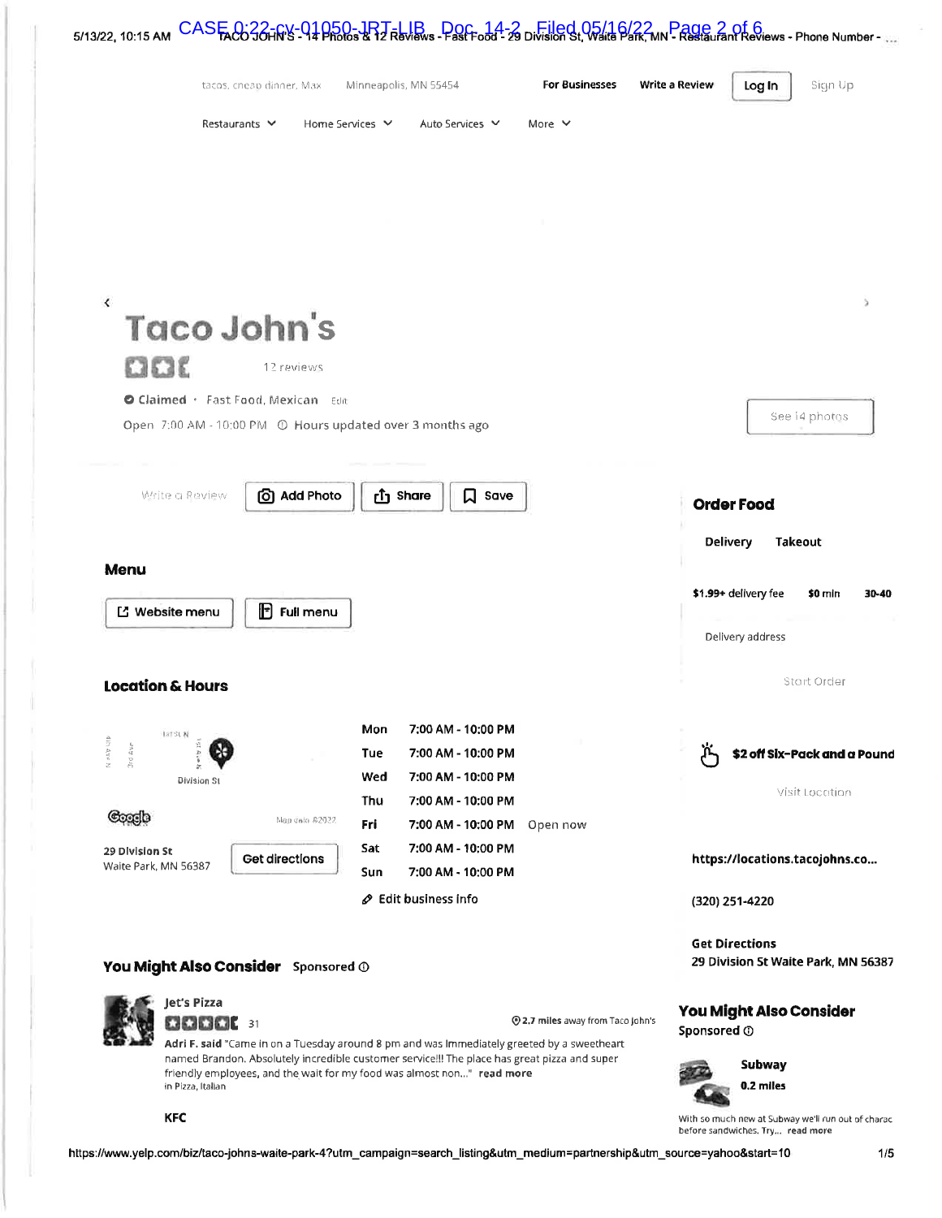tacos, cheap dinner, Max    Minneapolis, MN 55454    For Businesses    Write a Review    Log In    Sign Up

Restaurants    Home Services    Auto Services    More

# Taco John's

12 reviews

Claimed · Fast Food, Mexican Edit

Open 7:00 AM - 10:00 PM  Hours updated over 3 months ago

See 14 photos

Write a Review    Add Photo    Share    Save

## Menu

Website menu    Full menu

## Location & Hours

29 Division St
Waite Park, MN 56387

Get directions

| | | |
|---|---|---|
| Mon | 7:00 AM - 10:00 PM | |
| Tue | 7:00 AM - 10:00 PM | |
| Wed | 7:00 AM - 10:00 PM | |
| Thu | 7:00 AM - 10:00 PM | |
| Fri | 7:00 AM - 10:00 PM | Open now |
| Sat | 7:00 AM - 10:00 PM | |
| Sun | 7:00 AM - 10:00 PM | |

Edit business info

## Order Food

Delivery    Takeout

$1.99+ delivery fee    $0 min    30-40

Delivery address

Start Order

**$2 off Six-Pack and a Pound**

Visit Location

https://locations.tacojohns.co...

(320) 251-4220

Get Directions
29 Division St Waite Park, MN 56387

## You Might Also Consider Sponsored

**Jet's Pizza**

31    2.7 miles away from Taco John's

Adri F. said "Came in on a Tuesday around 8 pm and was immediately greeted by a sweetheart named Brandon. Absolutely incredible customer service!!! The place has great pizza and super friendly employees, and the wait for my food was almost non..." read more
in Pizza, Italian

**KFC**

## You Might Also Consider
Sponsored

**Subway**
0.2 miles

With so much new at Subway we'll run out of charac before sandwiches. Try... read more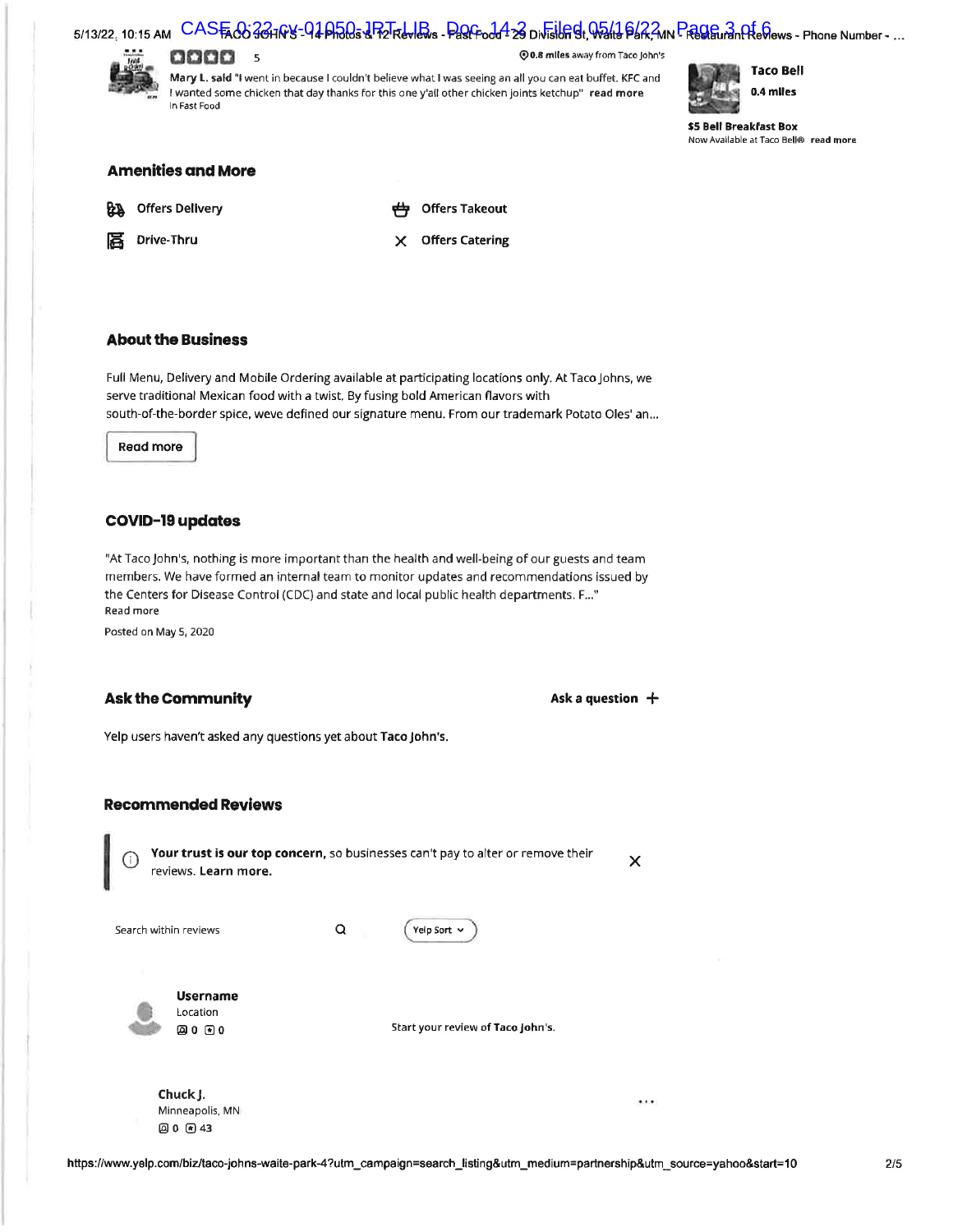5

Mary L. said "I went in because I couldn't believe what I was seeing an all you can eat buffet. KFC and I wanted some chicken that day thanks for this one y'all other chicken joints ketchup" read more

In Fast Food

0.8 miles away from Taco John's

Taco Bell

0.4 miles

$5 Bell Breakfast Box

Now Available at Taco Bell® read more

## Amenities and More

Offers Delivery

Offers Takeout

Drive-Thru

Offers Catering

## About the Business

Full Menu, Delivery and Mobile Ordering available at participating locations only. At Taco Johns, we serve traditional Mexican food with a twist. By fusing bold American flavors with south-of-the-border spice, weve defined our signature menu. From our trademark Potato Oles' an...

Read more

## COVID-19 updates

"At Taco John's, nothing is more important than the health and well-being of our guests and team members. We have formed an internal team to monitor updates and recommendations issued by the Centers for Disease Control (CDC) and state and local public health departments. F..."

Read more

Posted on May 5, 2020

## Ask the Community

Ask a question +

Yelp users haven't asked any questions yet about **Taco John's**.

## Recommended Reviews

**Your trust is our top concern,** so businesses can't pay to alter or remove their reviews. **Learn more.**

Search within reviews

Yelp Sort

**Username**

Location

0 0

Start your review of **Taco John's**.

**Chuck J.**

Minneapolis, MN

0 43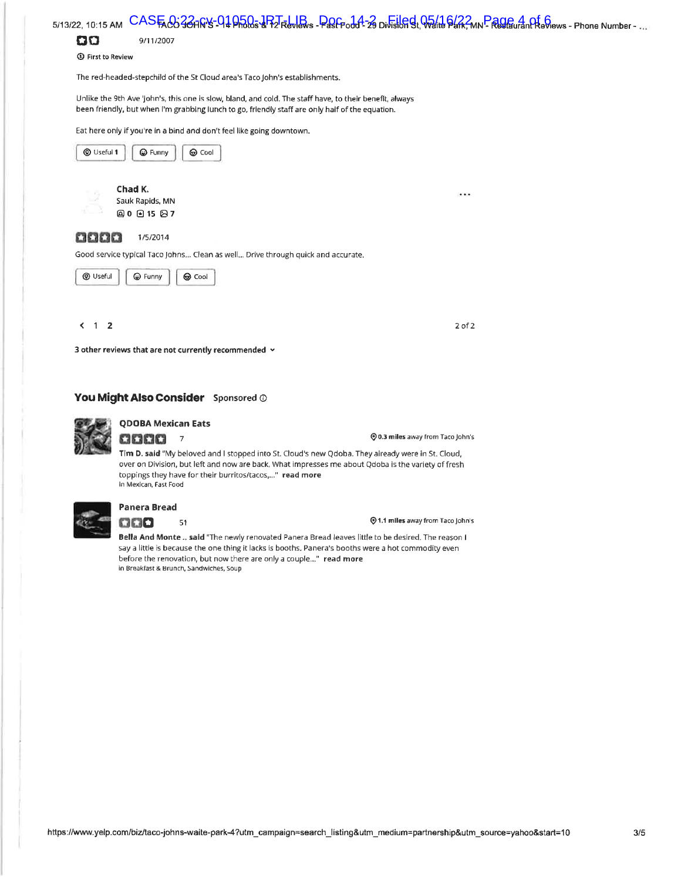9/11/2007

First to Review

The red-headed-stepchild of the St Cloud area's Taco John's establishments.

Unlike the 9th Ave 'John's, this one is slow, bland, and cold. The staff have, to their benefit, always been friendly, but when I'm grabbing lunch to go, friendly staff are only half of the equation.

Eat here only if you're in a bind and don't feel like going downtown.

Useful 1 | Funny | Cool

**Chad K.**
Sauk Rapids, MN
0 15 7

1/5/2014

Good service typical Taco Johns... Clean as well... Drive through quick and accurate.

Useful | Funny | Cool

< 1 2

2 of 2

**3 other reviews that are not currently recommended**

## You Might Also Consider

Sponsored

**QDOBA Mexican Eats**

7

0.3 miles away from Taco John's

**Tim D. said** "My beloved and I stopped into St. Cloud's new Qdoba. They already were in St. Cloud, over on Division, but left and now are back. What impresses me about Qdoba is the variety of fresh toppings they have for their burritos/tacos,..." **read more**

in Mexican, Fast Food

**Panera Bread**

51

1.1 miles away from Taco John's

**Bella And Monte .. said** "The newly renovated Panera Bread leaves little to be desired. The reason I say a little is because the one thing it lacks is booths. Panera's booths were a hot commodity even before the renovation, but now there are only a couple..." **read more**

in Breakfast & Brunch, Sandwiches, Soup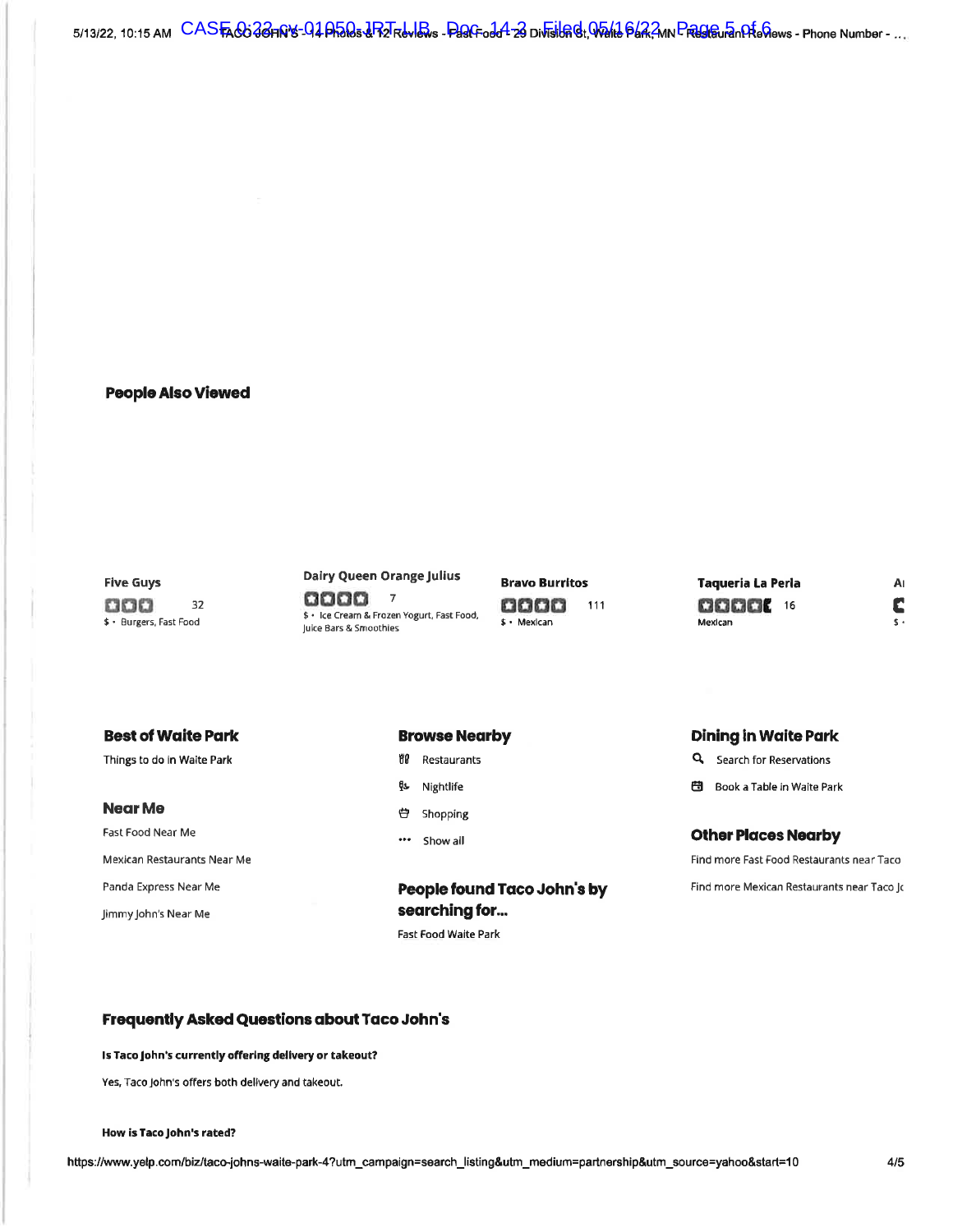## People Also Viewed

**Five Guys**
32
$ · Burgers, Fast Food

**Dairy Queen Orange Julius**
7
$ · Ice Cream & Frozen Yogurt, Fast Food, Juice Bars & Smoothies

**Bravo Burritos**
111
$ · Mexican

**Taqueria La Perla**
16
Mexican

## Best of Waite Park

Things to do in Waite Park

## Near Me

Fast Food Near Me

Mexican Restaurants Near Me

Panda Express Near Me

Jimmy John's Near Me

## Browse Nearby

Restaurants

Nightlife

Shopping

Show all

## People found Taco John's by searching for...

Fast Food Waite Park

## Dining in Waite Park

Search for Reservations

Book a Table in Waite Park

## Other Places Nearby

Find more Fast Food Restaurants near Taco

Find more Mexican Restaurants near Taco Jc

## Frequently Asked Questions about Taco John's

**Is Taco John's currently offering delivery or takeout?**

Yes, Taco John's offers both delivery and takeout.

**How is Taco John's rated?**

https://www.yelp.com/biz/taco-johns-waite-park-4?utm_campaign=search_listing&utm_medium=partnership&utm_source=yahoo&start=10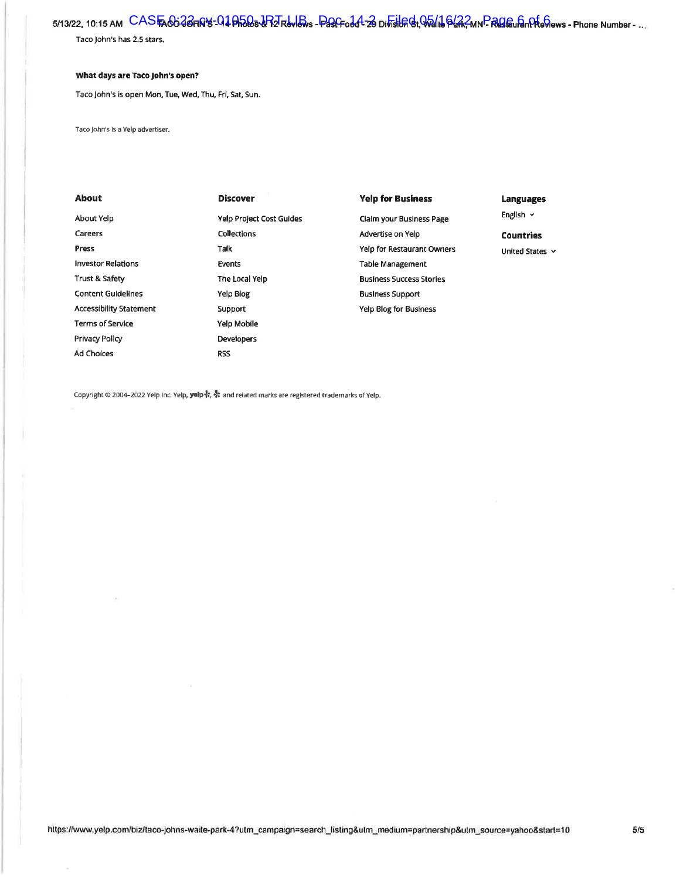Taco John's has 2.5 stars.

**What days are Taco John's open?**

Taco John's is open Mon, Tue, Wed, Thu, Fri, Sat, Sun.

Taco John's is a Yelp advertiser.

**About**

- About Yelp
- Careers
- Press
- Investor Relations
- Trust & Safety
- Content Guidelines
- Accessibility Statement
- Terms of Service
- Privacy Policy
- Ad Choices

**Discover**

- Yelp Project Cost Guides
- Collections
- Talk
- Events
- The Local Yelp
- Yelp Blog
- Support
- Yelp Mobile
- Developers
- RSS

**Yelp for Business**

- Claim your Business Page
- Advertise on Yelp
- Yelp for Restaurant Owners
- Table Management
- Business Success Stories
- Business Support
- Yelp Blog for Business

**Languages**

English

**Countries**

United States

Copyright © 2004–2022 Yelp Inc. Yelp, yelp, and related marks are registered trademarks of Yelp.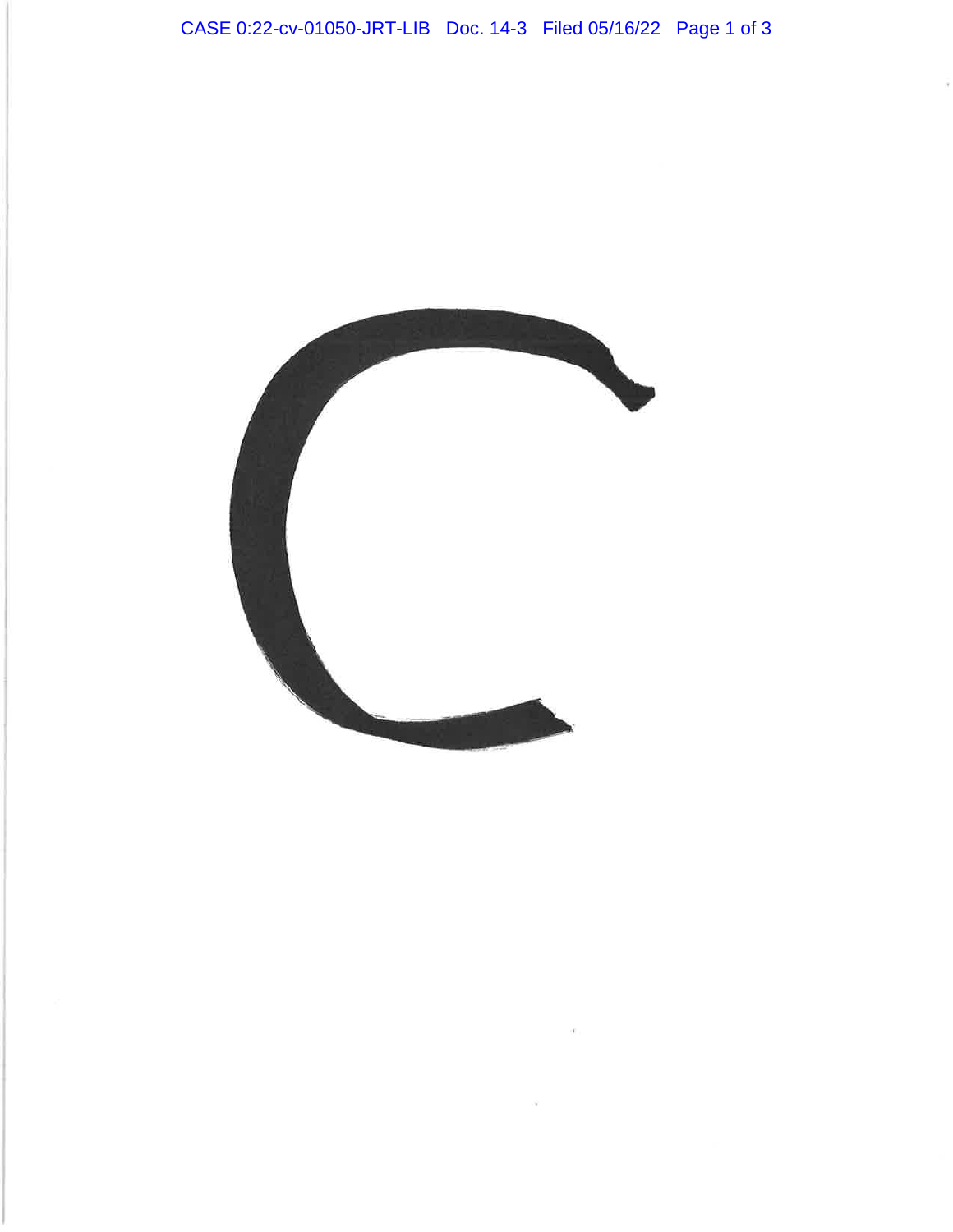# C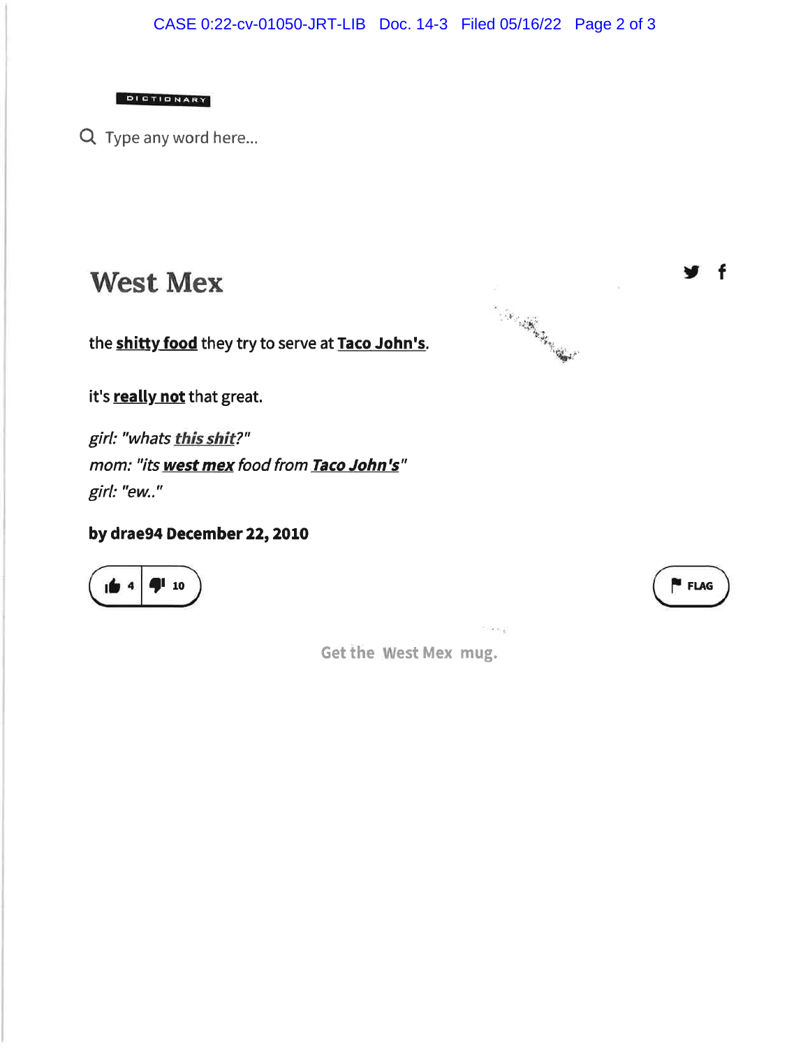DICTIONARY

Type any word here...

# West Mex

the **shitty food** they try to serve at **Taco John's**.

it's **really not** that great.

*girl: "whats **this shit**?"*
*mom: "its **west mex** food from **Taco John's**"*
*girl: "ew.."*

**by drae94 December 22, 2010**

4 | 10

FLAG

Get the West Mex mug.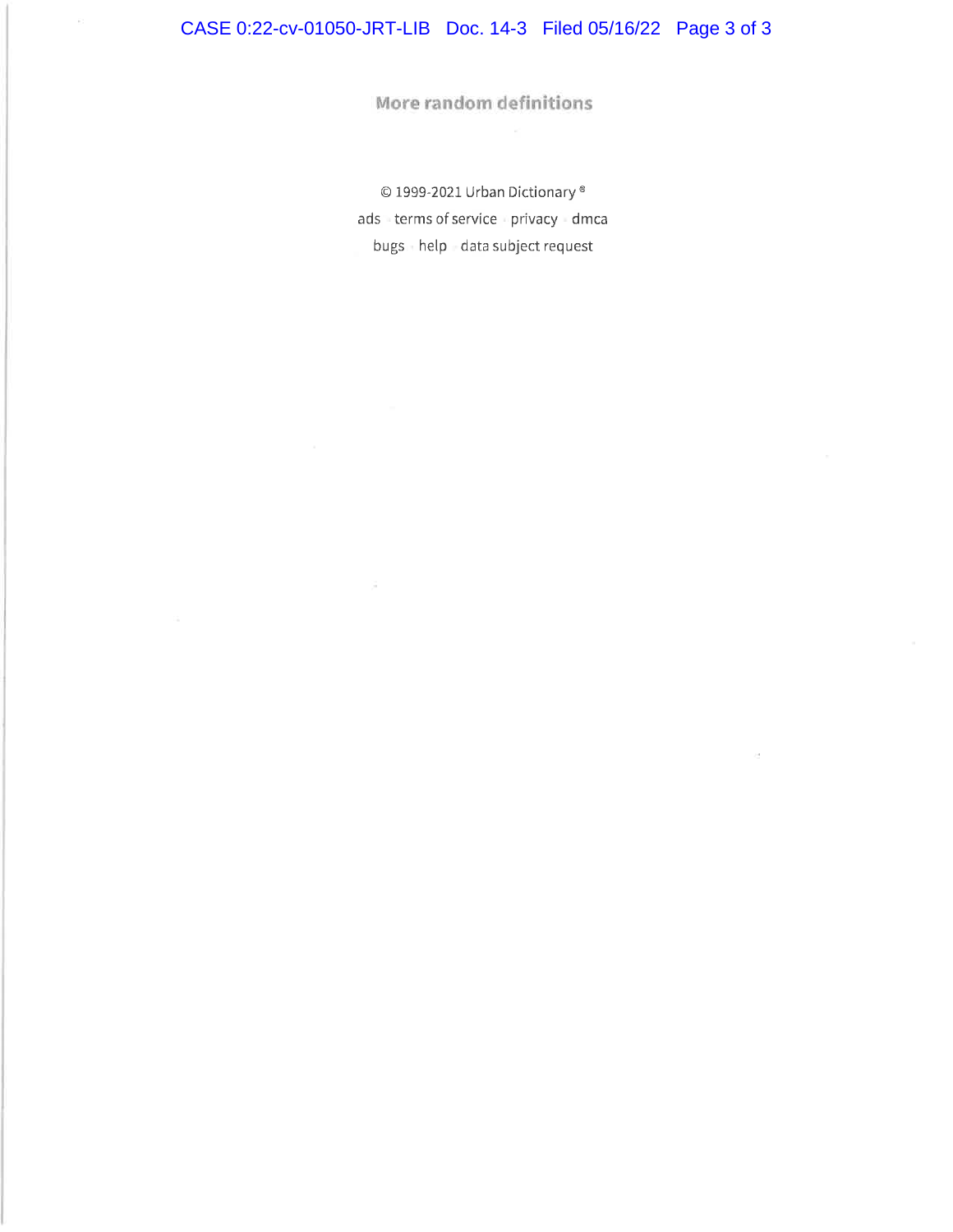More random definitions

© 1999-2021 Urban Dictionary ®

ads · terms of service · privacy · dmca

bugs · help · data subject request